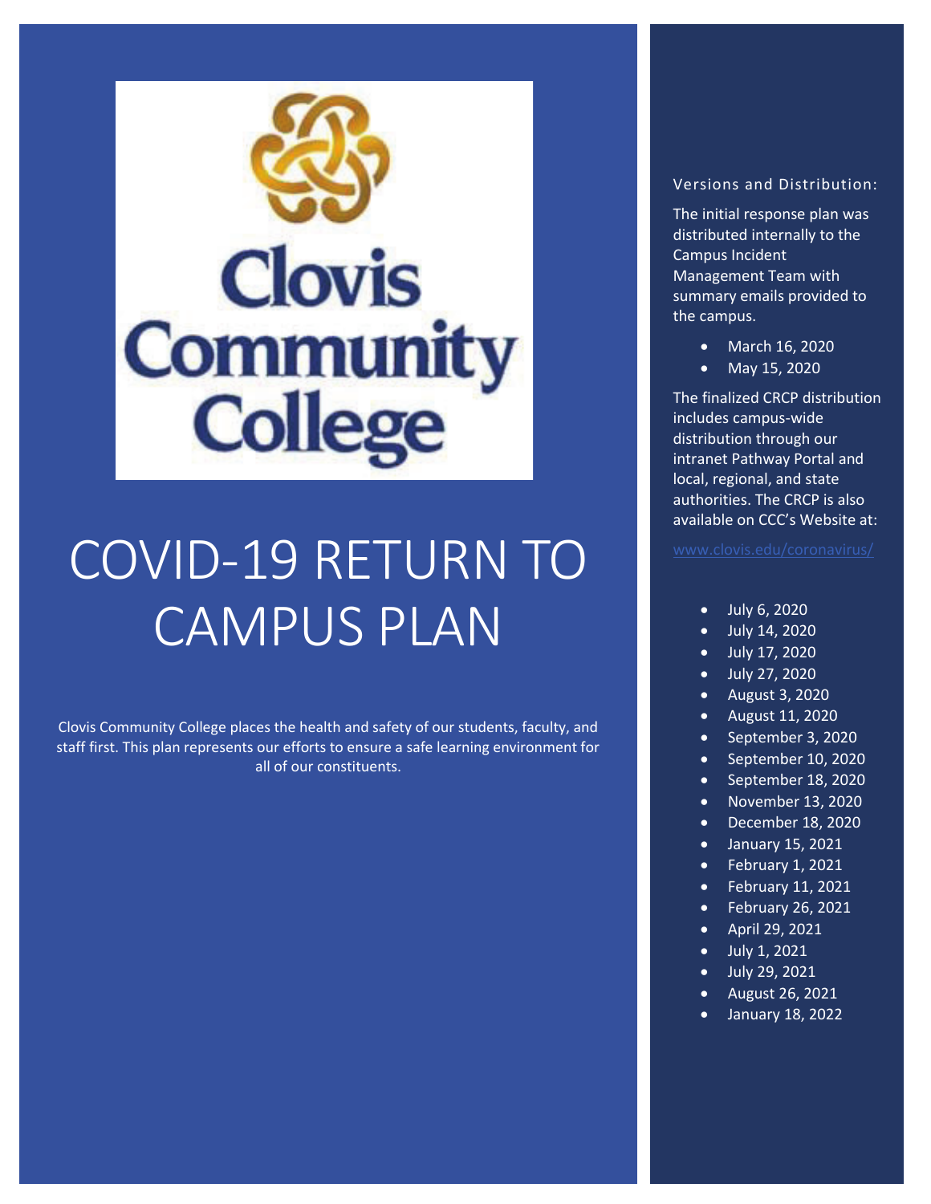Clovis Community College

# COVID-19 RETURN TO CAMPUS PLAN

Clovis Community College places the health and safety of our students, faculty, and staff first. This plan represents our efforts to ensure a safe learning environment for all of our constituents.

Versions and Distribution:

The initial response plan was distributed internally to the Campus Incident Management Team with summary emails provided to the campus.

- March 16, 2020
- May 15, 2020

The finalized CRCP distribution includes campus-wide distribution through our intranet Pathway Portal and local, regional, and state authorities. The CRCP is also available on CCC's Website at:

www.clovis.edu/coronavirus/

- July 6, 2020
- July 14, 2020
- July 17, 2020
- July 27, 2020
- August 3, 2020
- August 11, 2020
- September 3, 2020
- September 10, 2020
- September 18, 2020
- November 13, 2020
- December 18, 2020
- January 15, 2021
- February 1, 2021
- February 11, 2021
- February 26, 2021
- April 29, 2021
- July 1, 2021
- July 29, 2021
- August 26, 2021
- January 18, 2022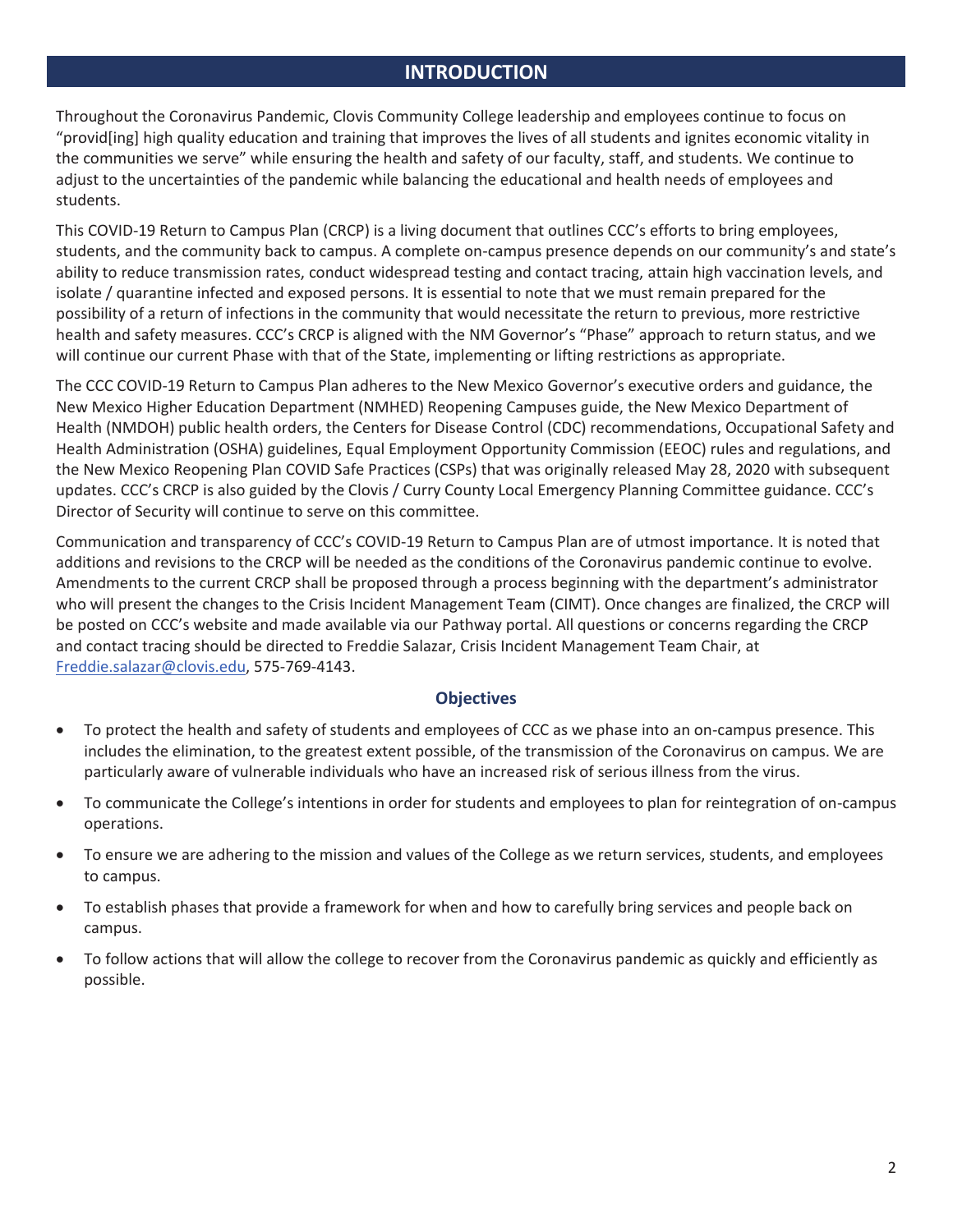# INTRODUCTION

Throughout the Coronavirus Pandemic, Clovis Community College leadership and employees continue to focus on "provid[ing] high quality education and training that improves the lives of all students and ignites economic vitality in the communities we serve" while ensuring the health and safety of our faculty, staff, and students. We continue to adjust to the uncertainties of the pandemic while balancing the educational and health needs of employees and students.

This COVID-19 Return to Campus Plan (CRCP) is a living document that outlines CCC's efforts to bring employees, students, and the community back to campus. A complete on-campus presence depends on our community's and state's ability to reduce transmission rates, conduct widespread testing and contact tracing, attain high vaccination levels, and isolate / quarantine infected and exposed persons. It is essential to note that we must remain prepared for the possibility of a return of infections in the community that would necessitate the return to previous, more restrictive health and safety measures. CCC's CRCP is aligned with the NM Governor's "Phase" approach to return status, and we will continue our current Phase with that of the State, implementing or lifting restrictions as appropriate.

The CCC COVID-19 Return to Campus Plan adheres to the New Mexico Governor's executive orders and guidance, the New Mexico Higher Education Department (NMHED) Reopening Campuses guide, the New Mexico Department of Health (NMDOH) public health orders, the Centers for Disease Control (CDC) recommendations, Occupational Safety and Health Administration (OSHA) guidelines, Equal Employment Opportunity Commission (EEOC) rules and regulations, and the New Mexico Reopening Plan COVID Safe Practices (CSPs) that was originally released May 28, 2020 with subsequent updates. CCC's CRCP is also guided by the Clovis / Curry County Local Emergency Planning Committee guidance. CCC's Director of Security will continue to serve on this committee.

Communication and transparency of CCC's COVID-19 Return to Campus Plan are of utmost importance. It is noted that additions and revisions to the CRCP will be needed as the conditions of the Coronavirus pandemic continue to evolve. Amendments to the current CRCP shall be proposed through a process beginning with the department's administrator who will present the changes to the Crisis Incident Management Team (CIMT). Once changes are finalized, the CRCP will be posted on CCC's website and made available via our Pathway portal. All questions or concerns regarding the CRCP and contact tracing should be directed to Freddie Salazar, Crisis Incident Management Team Chair, at Freddie.salazar@clovis.edu, 575-769-4143.

## Objectives

- To protect the health and safety of students and employees of CCC as we phase into an on-campus presence. This includes the elimination, to the greatest extent possible, of the transmission of the Coronavirus on campus. We are particularly aware of vulnerable individuals who have an increased risk of serious illness from the virus.
- To communicate the College's intentions in order for students and employees to plan for reintegration of on-campus operations.
- To ensure we are adhering to the mission and values of the College as we return services, students, and employees to campus.
- To establish phases that provide a framework for when and how to carefully bring services and people back on campus.
- To follow actions that will allow the college to recover from the Coronavirus pandemic as quickly and efficiently as possible.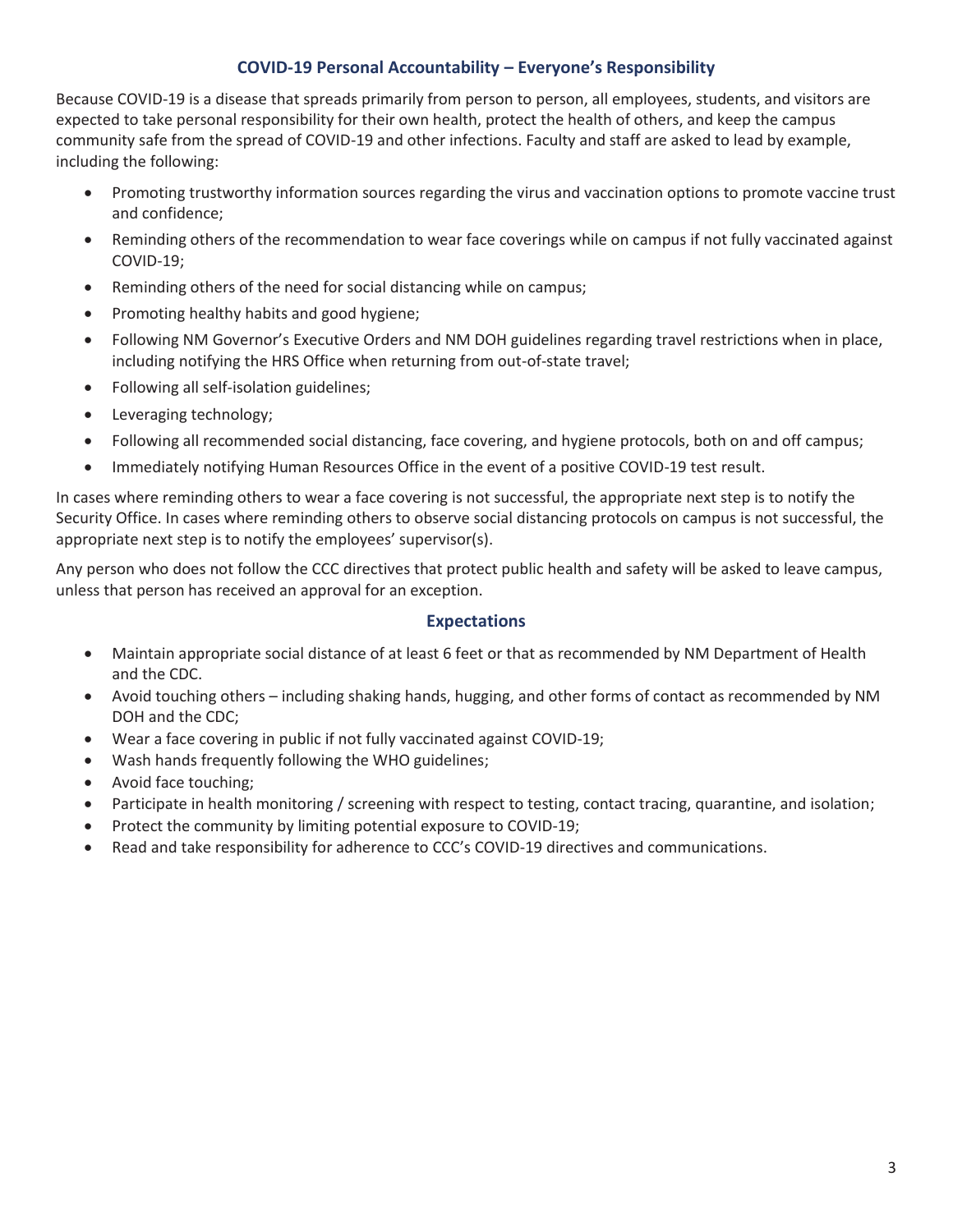## COVID-19 Personal Accountability – Everyone's Responsibility

Because COVID-19 is a disease that spreads primarily from person to person, all employees, students, and visitors are expected to take personal responsibility for their own health, protect the health of others, and keep the campus community safe from the spread of COVID-19 and other infections. Faculty and staff are asked to lead by example, including the following:

- Promoting trustworthy information sources regarding the virus and vaccination options to promote vaccine trust and confidence;
- Reminding others of the recommendation to wear face coverings while on campus if not fully vaccinated against COVID-19;
- Reminding others of the need for social distancing while on campus;
- Promoting healthy habits and good hygiene;
- Following NM Governor's Executive Orders and NM DOH guidelines regarding travel restrictions when in place, including notifying the HRS Office when returning from out-of-state travel;
- Following all self-isolation guidelines;
- Leveraging technology;
- Following all recommended social distancing, face covering, and hygiene protocols, both on and off campus;
- Immediately notifying Human Resources Office in the event of a positive COVID-19 test result.

In cases where reminding others to wear a face covering is not successful, the appropriate next step is to notify the Security Office. In cases where reminding others to observe social distancing protocols on campus is not successful, the appropriate next step is to notify the employees' supervisor(s).

Any person who does not follow the CCC directives that protect public health and safety will be asked to leave campus, unless that person has received an approval for an exception.

## Expectations

- Maintain appropriate social distance of at least 6 feet or that as recommended by NM Department of Health and the CDC.
- Avoid touching others – including shaking hands, hugging, and other forms of contact as recommended by NM DOH and the CDC;
- Wear a face covering in public if not fully vaccinated against COVID-19;
- Wash hands frequently following the WHO guidelines;
- Avoid face touching;
- Participate in health monitoring / screening with respect to testing, contact tracing, quarantine, and isolation;
- Protect the community by limiting potential exposure to COVID-19;
- Read and take responsibility for adherence to CCC's COVID-19 directives and communications.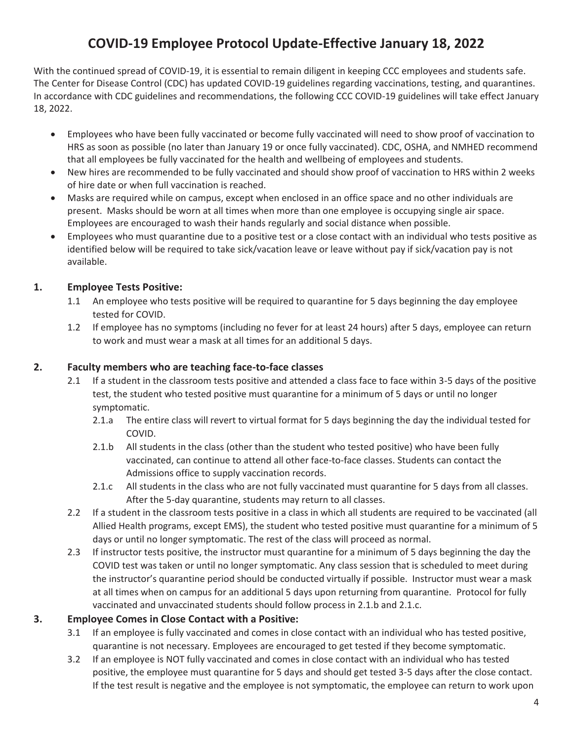# COVID-19 Employee Protocol Update-Effective January 18, 2022

With the continued spread of COVID-19, it is essential to remain diligent in keeping CCC employees and students safe. The Center for Disease Control (CDC) has updated COVID-19 guidelines regarding vaccinations, testing, and quarantines. In accordance with CDC guidelines and recommendations, the following CCC COVID-19 guidelines will take effect January 18, 2022.

- Employees who have been fully vaccinated or become fully vaccinated will need to show proof of vaccination to HRS as soon as possible (no later than January 19 or once fully vaccinated). CDC, OSHA, and NMHED recommend that all employees be fully vaccinated for the health and wellbeing of employees and students.
- New hires are recommended to be fully vaccinated and should show proof of vaccination to HRS within 2 weeks of hire date or when full vaccination is reached.
- Masks are required while on campus, except when enclosed in an office space and no other individuals are present. Masks should be worn at all times when more than one employee is occupying single air space. Employees are encouraged to wash their hands regularly and social distance when possible.
- Employees who must quarantine due to a positive test or a close contact with an individual who tests positive as identified below will be required to take sick/vacation leave or leave without pay if sick/vacation pay is not available.

## 1. Employee Tests Positive:

1.1 An employee who tests positive will be required to quarantine for 5 days beginning the day employee tested for COVID.

1.2 If employee has no symptoms (including no fever for at least 24 hours) after 5 days, employee can return to work and must wear a mask at all times for an additional 5 days.

## 2. Faculty members who are teaching face-to-face classes

2.1 If a student in the classroom tests positive and attended a class face to face within 3-5 days of the positive test, the student who tested positive must quarantine for a minimum of 5 days or until no longer symptomatic.

- 2.1.a The entire class will revert to virtual format for 5 days beginning the day the individual tested for COVID.
- 2.1.b All students in the class (other than the student who tested positive) who have been fully vaccinated, can continue to attend all other face-to-face classes. Students can contact the Admissions office to supply vaccination records.
- 2.1.c All students in the class who are not fully vaccinated must quarantine for 5 days from all classes. After the 5-day quarantine, students may return to all classes.

2.2 If a student in the classroom tests positive in a class in which all students are required to be vaccinated (all Allied Health programs, except EMS), the student who tested positive must quarantine for a minimum of 5 days or until no longer symptomatic. The rest of the class will proceed as normal.

2.3 If instructor tests positive, the instructor must quarantine for a minimum of 5 days beginning the day the COVID test was taken or until no longer symptomatic. Any class session that is scheduled to meet during the instructor's quarantine period should be conducted virtually if possible. Instructor must wear a mask at all times when on campus for an additional 5 days upon returning from quarantine. Protocol for fully vaccinated and unvaccinated students should follow process in 2.1.b and 2.1.c.

## 3. Employee Comes in Close Contact with a Positive:

3.1 If an employee is fully vaccinated and comes in close contact with an individual who has tested positive, quarantine is not necessary. Employees are encouraged to get tested if they become symptomatic.

3.2 If an employee is NOT fully vaccinated and comes in close contact with an individual who has tested positive, the employee must quarantine for 5 days and should get tested 3-5 days after the close contact. If the test result is negative and the employee is not symptomatic, the employee can return to work upon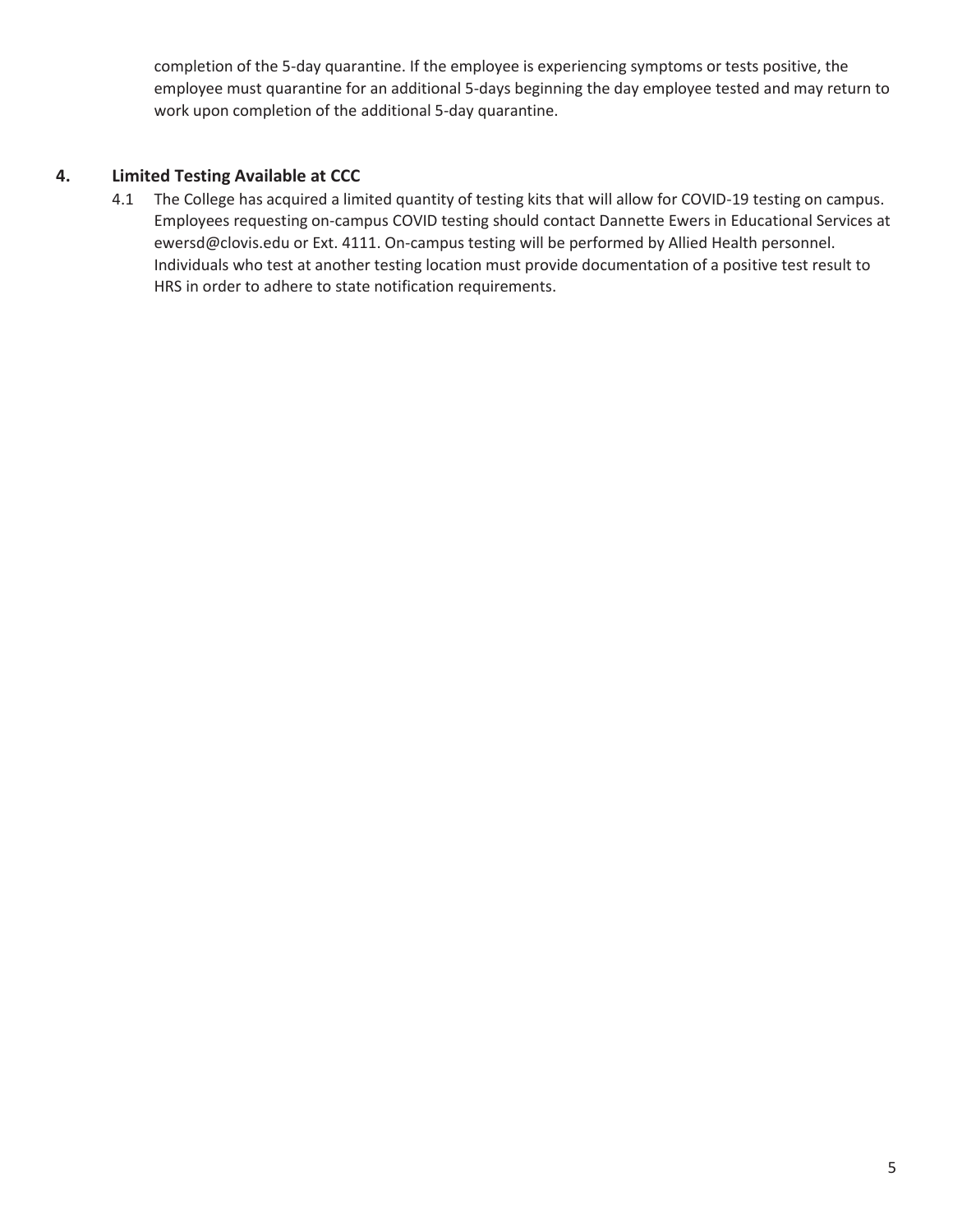completion of the 5-day quarantine. If the employee is experiencing symptoms or tests positive, the employee must quarantine for an additional 5-days beginning the day employee tested and may return to work upon completion of the additional 5-day quarantine.

## 4. Limited Testing Available at CCC

4.1 The College has acquired a limited quantity of testing kits that will allow for COVID-19 testing on campus. Employees requesting on-campus COVID testing should contact Dannette Ewers in Educational Services at ewersd@clovis.edu or Ext. 4111. On-campus testing will be performed by Allied Health personnel. Individuals who test at another testing location must provide documentation of a positive test result to HRS in order to adhere to state notification requirements.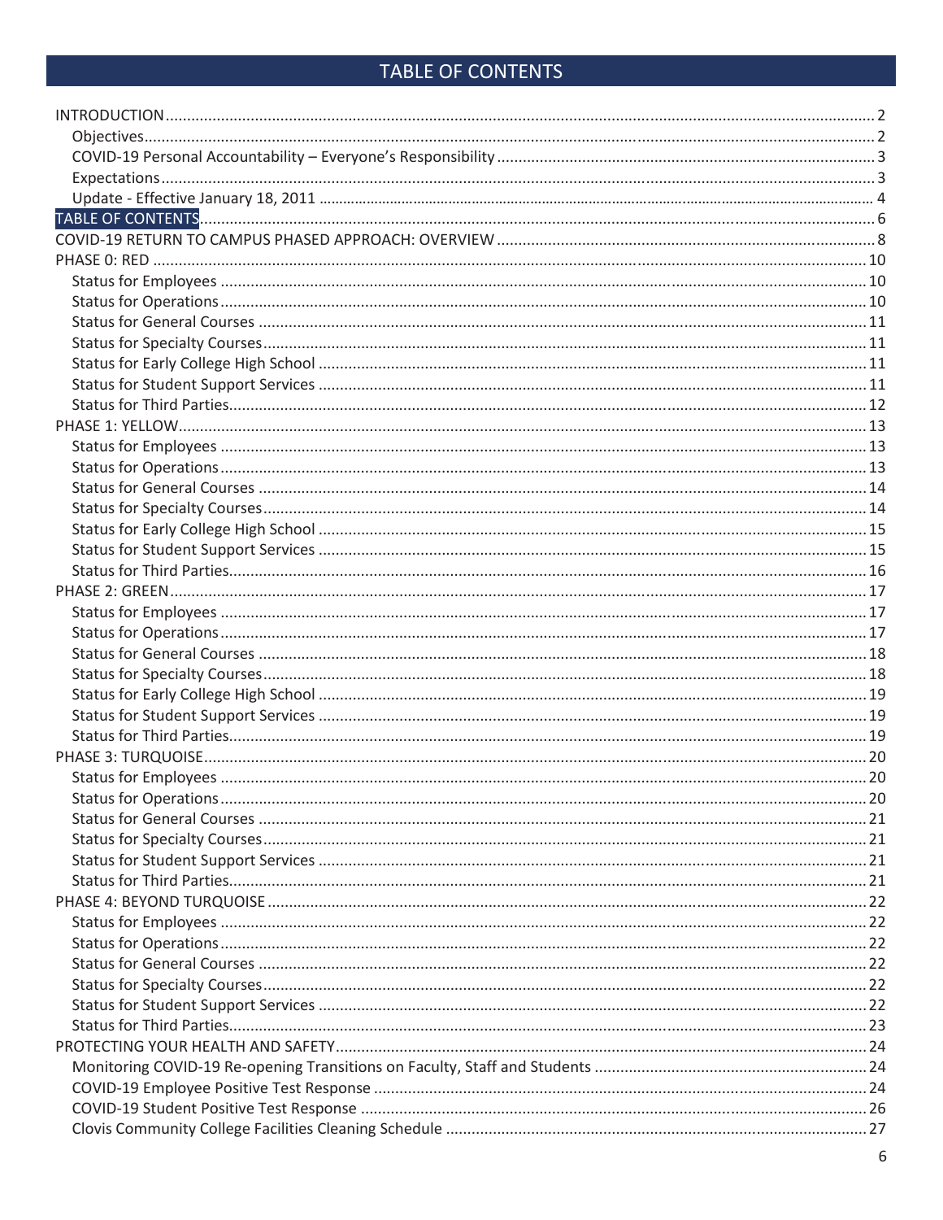# TABLE OF CONTENTS

INTRODUCTION .......... 2
- Objectives .......... 2
- COVID-19 Personal Accountability – Everyone's Responsibility .......... 3
- Expectations .......... 3
- Update - Effective January 18, 2011 .......... 4

TABLE OF CONTENTS .......... 6

COVID-19 RETURN TO CAMPUS PHASED APPROACH: OVERVIEW .......... 8

PHASE 0: RED .......... 10
- Status for Employees .......... 10
- Status for Operations .......... 10
- Status for General Courses .......... 11
- Status for Specialty Courses .......... 11
- Status for Early College High School .......... 11
- Status for Student Support Services .......... 11
- Status for Third Parties .......... 12

PHASE 1: YELLOW .......... 13
- Status for Employees .......... 13
- Status for Operations .......... 13
- Status for General Courses .......... 14
- Status for Specialty Courses .......... 14
- Status for Early College High School .......... 15
- Status for Student Support Services .......... 15
- Status for Third Parties .......... 16

PHASE 2: GREEN .......... 17
- Status for Employees .......... 17
- Status for Operations .......... 17
- Status for General Courses .......... 18
- Status for Specialty Courses .......... 18
- Status for Early College High School .......... 19
- Status for Student Support Services .......... 19
- Status for Third Parties .......... 19

PHASE 3: TURQUOISE .......... 20
- Status for Employees .......... 20
- Status for Operations .......... 20
- Status for General Courses .......... 21
- Status for Specialty Courses .......... 21
- Status for Student Support Services .......... 21
- Status for Third Parties .......... 21

PHASE 4: BEYOND TURQUOISE .......... 22
- Status for Employees .......... 22
- Status for Operations .......... 22
- Status for General Courses .......... 22
- Status for Specialty Courses .......... 22
- Status for Student Support Services .......... 22
- Status for Third Parties .......... 23

PROTECTING YOUR HEALTH AND SAFETY .......... 24
- Monitoring COVID-19 Re-opening Transitions on Faculty, Staff and Students .......... 24
- COVID-19 Employee Positive Test Response .......... 24
- COVID-19 Student Positive Test Response .......... 26
- Clovis Community College Facilities Cleaning Schedule .......... 27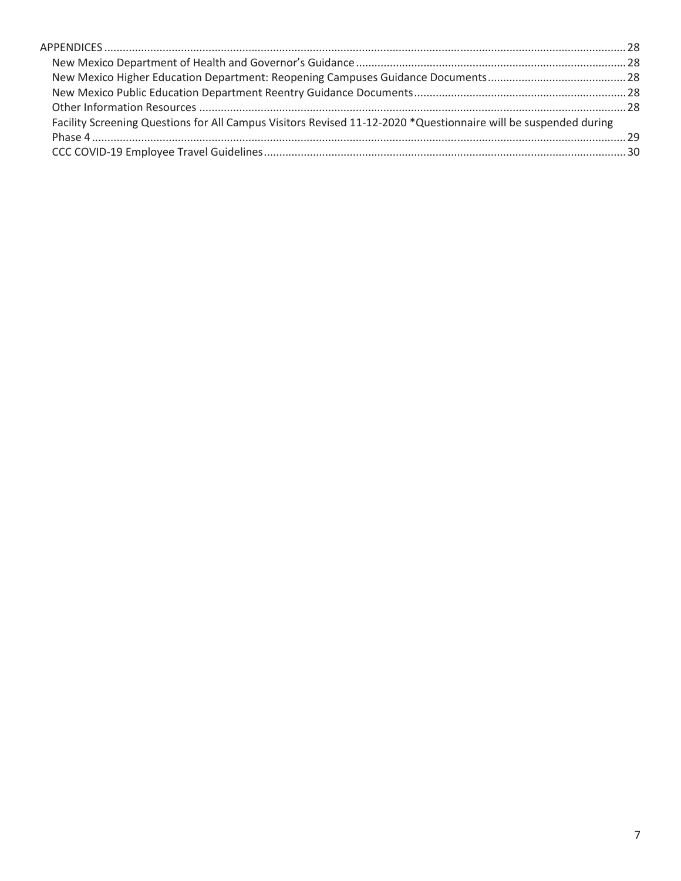APPENDICES ........................................................................................................................................................ 28

- New Mexico Department of Health and Governor's Guidance ....................................................................................... 28
- New Mexico Higher Education Department: Reopening Campuses Guidance Documents ............................................ 28
- New Mexico Public Education Department Reentry Guidance Documents .................................................................... 28
- Other Information Resources ......................................................................................................................................... 28
- Facility Screening Questions for All Campus Visitors Revised 11-12-2020 *Questionnaire will be suspended during Phase 4 ........................................................................................................................................................... 29
- CCC COVID-19 Employee Travel Guidelines ..................................................................................................................... 30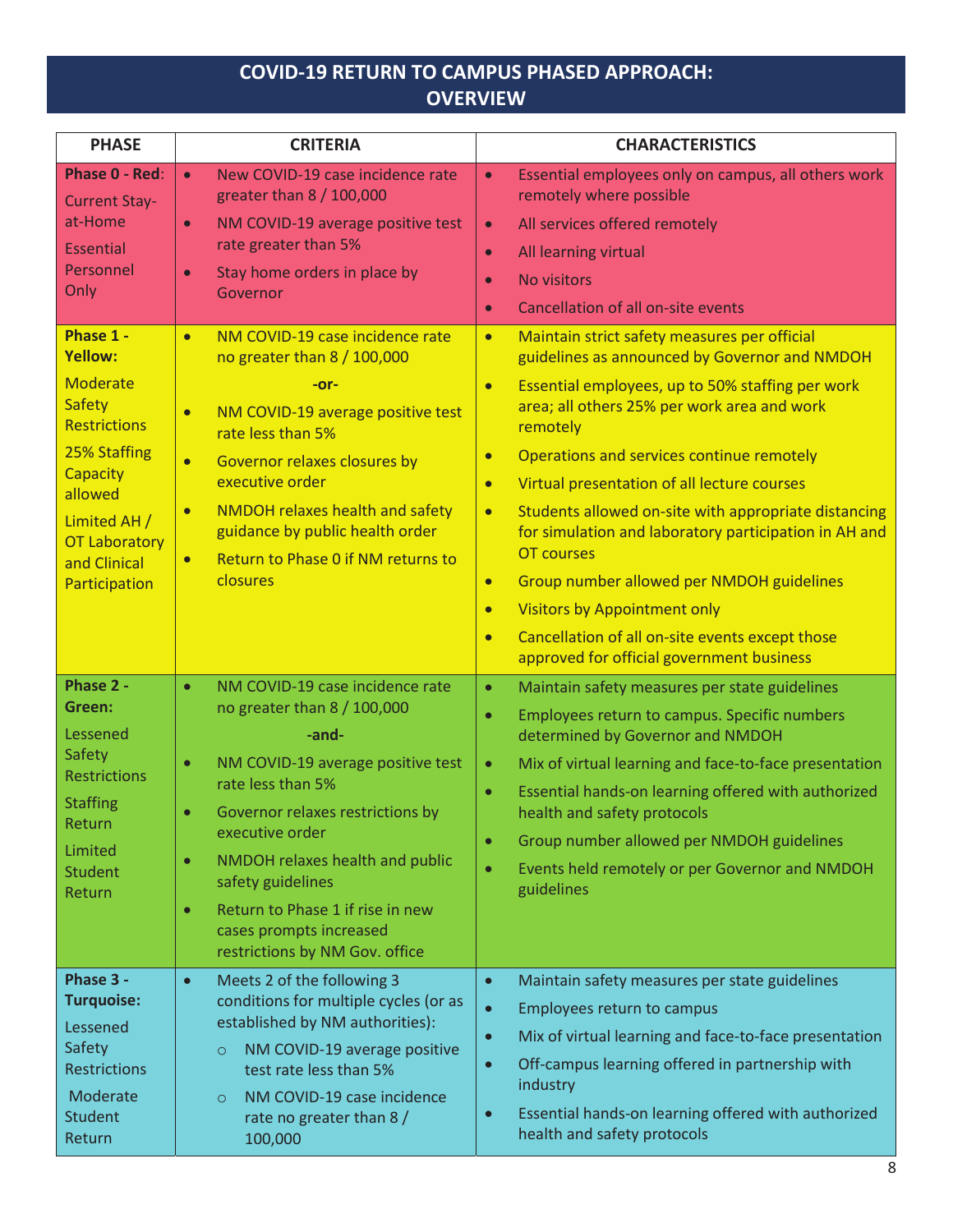# COVID-19 RETURN TO CAMPUS PHASED APPROACH: OVERVIEW

| PHASE | CRITERIA | CHARACTERISTICS |
|---|---|---|
| **Phase 0 - Red**: Current Stay-at-Home Essential Personnel Only | • New COVID-19 case incidence rate greater than 8 / 100,000<br>• NM COVID-19 average positive test rate greater than 5%<br>• Stay home orders in place by Governor | • Essential employees only on campus, all others work remotely where possible<br>• All services offered remotely<br>• All learning virtual<br>• No visitors<br>• Cancellation of all on-site events |
| **Phase 1 - Yellow:** Moderate Safety Restrictions 25% Staffing Capacity allowed Limited AH / OT Laboratory and Clinical Participation | • NM COVID-19 case incidence rate no greater than 8 / 100,000<br>**-or-**<br>• NM COVID-19 average positive test rate less than 5%<br>• Governor relaxes closures by executive order<br>• NMDOH relaxes health and safety guidance by public health order<br>• Return to Phase 0 if NM returns to closures | • Maintain strict safety measures per official guidelines as announced by Governor and NMDOH<br>• Essential employees, up to 50% staffing per work area; all others 25% per work area and work remotely<br>• Operations and services continue remotely<br>• Virtual presentation of all lecture courses<br>• Students allowed on-site with appropriate distancing for simulation and laboratory participation in AH and OT courses<br>• Group number allowed per NMDOH guidelines<br>• Visitors by Appointment only<br>• Cancellation of all on-site events except those approved for official government business |
| **Phase 2 - Green:** Lessened Safety Restrictions Staffing Return Limited Student Return | • NM COVID-19 case incidence rate no greater than 8 / 100,000<br>**-and-**<br>• NM COVID-19 average positive test rate less than 5%<br>• Governor relaxes restrictions by executive order<br>• NMDOH relaxes health and public safety guidelines<br>• Return to Phase 1 if rise in new cases prompts increased restrictions by NM Gov. office | • Maintain safety measures per state guidelines<br>• Employees return to campus. Specific numbers determined by Governor and NMDOH<br>• Mix of virtual learning and face-to-face presentation<br>• Essential hands-on learning offered with authorized health and safety protocols<br>• Group number allowed per NMDOH guidelines<br>• Events held remotely or per Governor and NMDOH guidelines |
| **Phase 3 - Turquoise:** Lessened Safety Restrictions Moderate Student Return | • Meets 2 of the following 3 conditions for multiple cycles (or as established by NM authorities):<br>○ NM COVID-19 average positive test rate less than 5%<br>○ NM COVID-19 case incidence rate no greater than 8 / 100,000 | • Maintain safety measures per state guidelines<br>• Employees return to campus<br>• Mix of virtual learning and face-to-face presentation<br>• Off-campus learning offered in partnership with industry<br>• Essential hands-on learning offered with authorized health and safety protocols |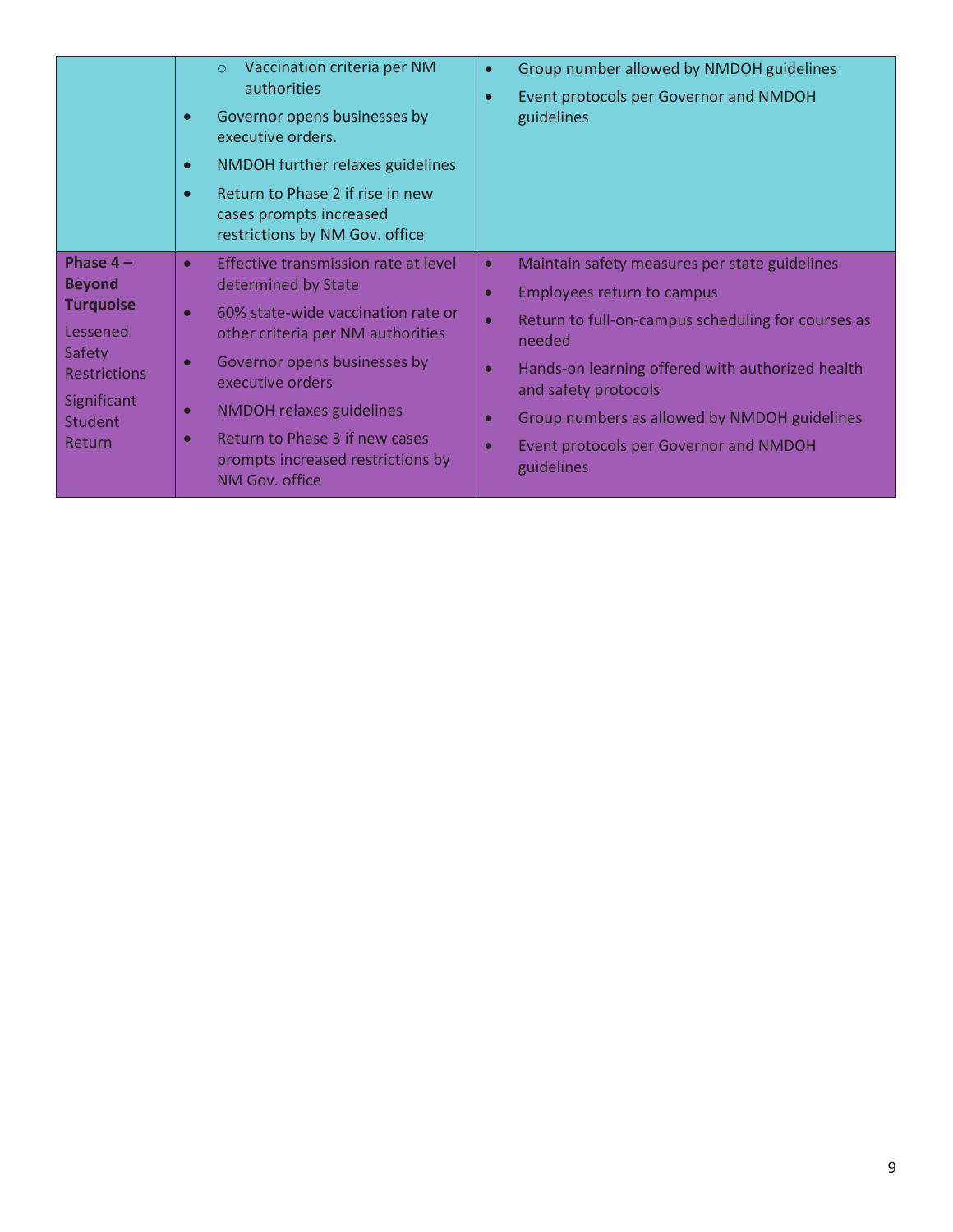| | | |
|---|---|---|
| | ○ Vaccination criteria per NM authorities<br>• Governor opens businesses by executive orders.<br>• NMDOH further relaxes guidelines<br>• Return to Phase 2 if rise in new cases prompts increased restrictions by NM Gov. office | • Group number allowed by NMDOH guidelines<br>• Event protocols per Governor and NMDOH guidelines |
| **Phase 4 – Beyond Turquoise**<br>Lessened Safety Restrictions<br>Significant Student Return | • Effective transmission rate at level determined by State<br>• 60% state-wide vaccination rate or other criteria per NM authorities<br>• Governor opens businesses by executive orders<br>• NMDOH relaxes guidelines<br>• Return to Phase 3 if new cases prompts increased restrictions by NM Gov. office | • Maintain safety measures per state guidelines<br>• Employees return to campus<br>• Return to full-on-campus scheduling for courses as needed<br>• Hands-on learning offered with authorized health and safety protocols<br>• Group numbers as allowed by NMDOH guidelines<br>• Event protocols per Governor and NMDOH guidelines |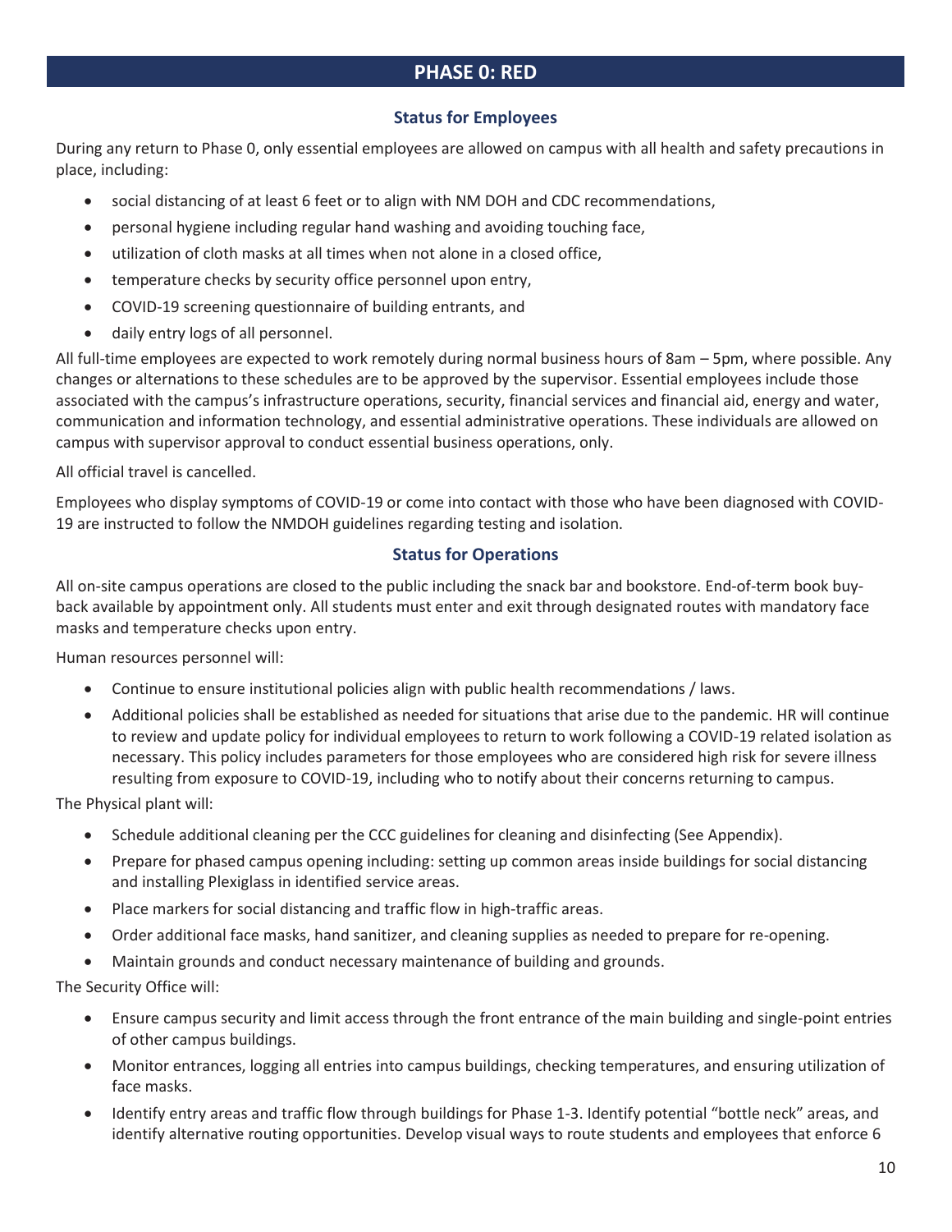# PHASE 0: RED

## Status for Employees

During any return to Phase 0, only essential employees are allowed on campus with all health and safety precautions in place, including:

- social distancing of at least 6 feet or to align with NM DOH and CDC recommendations,
- personal hygiene including regular hand washing and avoiding touching face,
- utilization of cloth masks at all times when not alone in a closed office,
- temperature checks by security office personnel upon entry,
- COVID-19 screening questionnaire of building entrants, and
- daily entry logs of all personnel.

All full-time employees are expected to work remotely during normal business hours of 8am – 5pm, where possible. Any changes or alternations to these schedules are to be approved by the supervisor. Essential employees include those associated with the campus's infrastructure operations, security, financial services and financial aid, energy and water, communication and information technology, and essential administrative operations. These individuals are allowed on campus with supervisor approval to conduct essential business operations, only.

All official travel is cancelled.

Employees who display symptoms of COVID-19 or come into contact with those who have been diagnosed with COVID-19 are instructed to follow the NMDOH guidelines regarding testing and isolation.

## Status for Operations

All on-site campus operations are closed to the public including the snack bar and bookstore. End-of-term book buy-back available by appointment only. All students must enter and exit through designated routes with mandatory face masks and temperature checks upon entry.

Human resources personnel will:

- Continue to ensure institutional policies align with public health recommendations / laws.
- Additional policies shall be established as needed for situations that arise due to the pandemic. HR will continue to review and update policy for individual employees to return to work following a COVID-19 related isolation as necessary. This policy includes parameters for those employees who are considered high risk for severe illness resulting from exposure to COVID-19, including who to notify about their concerns returning to campus.

The Physical plant will:

- Schedule additional cleaning per the CCC guidelines for cleaning and disinfecting (See Appendix).
- Prepare for phased campus opening including: setting up common areas inside buildings for social distancing and installing Plexiglass in identified service areas.
- Place markers for social distancing and traffic flow in high-traffic areas.
- Order additional face masks, hand sanitizer, and cleaning supplies as needed to prepare for re-opening.
- Maintain grounds and conduct necessary maintenance of building and grounds.

The Security Office will:

- Ensure campus security and limit access through the front entrance of the main building and single-point entries of other campus buildings.
- Monitor entrances, logging all entries into campus buildings, checking temperatures, and ensuring utilization of face masks.
- Identify entry areas and traffic flow through buildings for Phase 1-3. Identify potential "bottle neck" areas, and identify alternative routing opportunities. Develop visual ways to route students and employees that enforce 6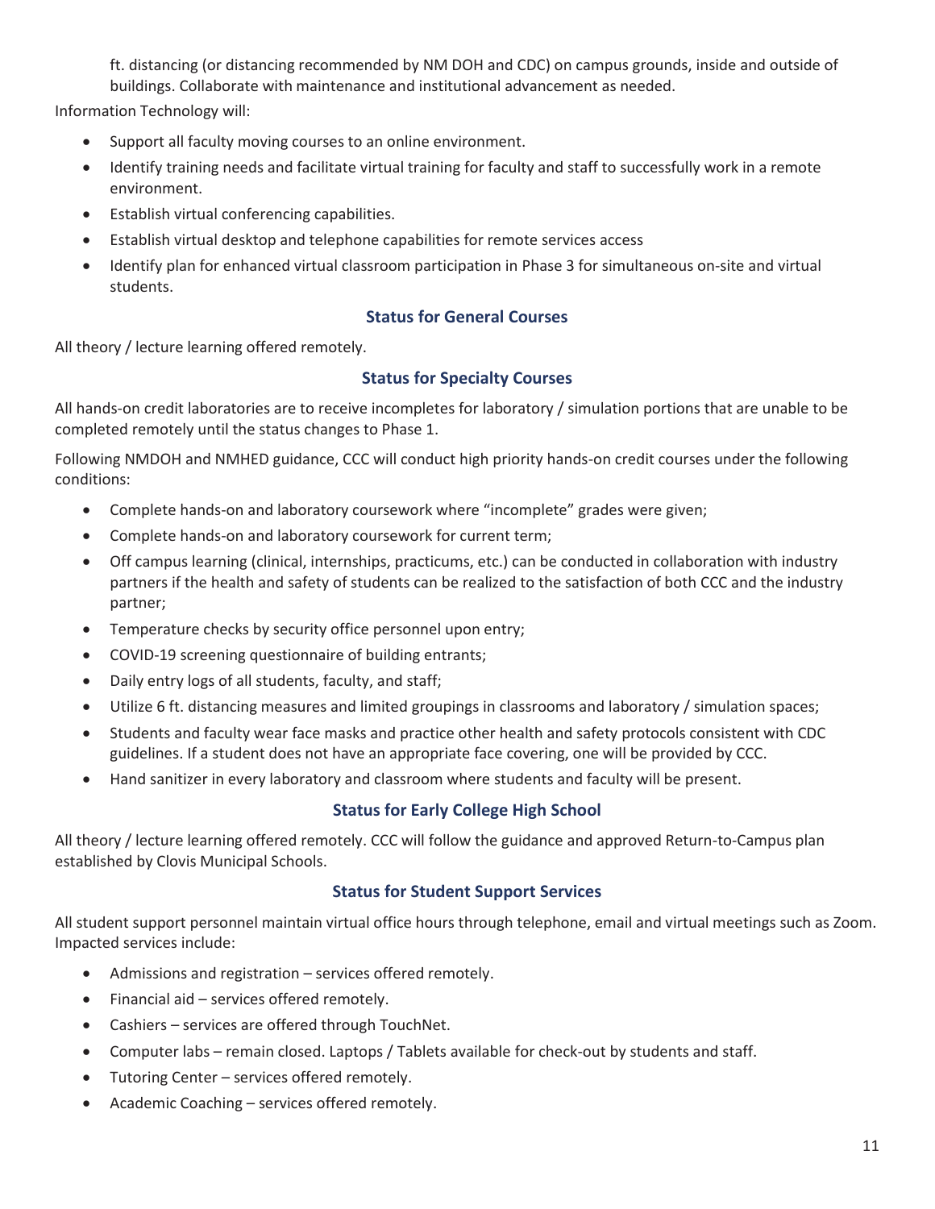ft. distancing (or distancing recommended by NM DOH and CDC) on campus grounds, inside and outside of buildings. Collaborate with maintenance and institutional advancement as needed.

Information Technology will:

- Support all faculty moving courses to an online environment.
- Identify training needs and facilitate virtual training for faculty and staff to successfully work in a remote environment.
- Establish virtual conferencing capabilities.
- Establish virtual desktop and telephone capabilities for remote services access
- Identify plan for enhanced virtual classroom participation in Phase 3 for simultaneous on-site and virtual students.

### Status for General Courses

All theory / lecture learning offered remotely.

### Status for Specialty Courses

All hands-on credit laboratories are to receive incompletes for laboratory / simulation portions that are unable to be completed remotely until the status changes to Phase 1.

Following NMDOH and NMHED guidance, CCC will conduct high priority hands-on credit courses under the following conditions:

- Complete hands-on and laboratory coursework where "incomplete" grades were given;
- Complete hands-on and laboratory coursework for current term;
- Off campus learning (clinical, internships, practicums, etc.) can be conducted in collaboration with industry partners if the health and safety of students can be realized to the satisfaction of both CCC and the industry partner;
- Temperature checks by security office personnel upon entry;
- COVID-19 screening questionnaire of building entrants;
- Daily entry logs of all students, faculty, and staff;
- Utilize 6 ft. distancing measures and limited groupings in classrooms and laboratory / simulation spaces;
- Students and faculty wear face masks and practice other health and safety protocols consistent with CDC guidelines. If a student does not have an appropriate face covering, one will be provided by CCC.
- Hand sanitizer in every laboratory and classroom where students and faculty will be present.

### Status for Early College High School

All theory / lecture learning offered remotely. CCC will follow the guidance and approved Return-to-Campus plan established by Clovis Municipal Schools.

### Status for Student Support Services

All student support personnel maintain virtual office hours through telephone, email and virtual meetings such as Zoom. Impacted services include:

- Admissions and registration – services offered remotely.
- Financial aid – services offered remotely.
- Cashiers – services are offered through TouchNet.
- Computer labs – remain closed. Laptops / Tablets available for check-out by students and staff.
- Tutoring Center – services offered remotely.
- Academic Coaching – services offered remotely.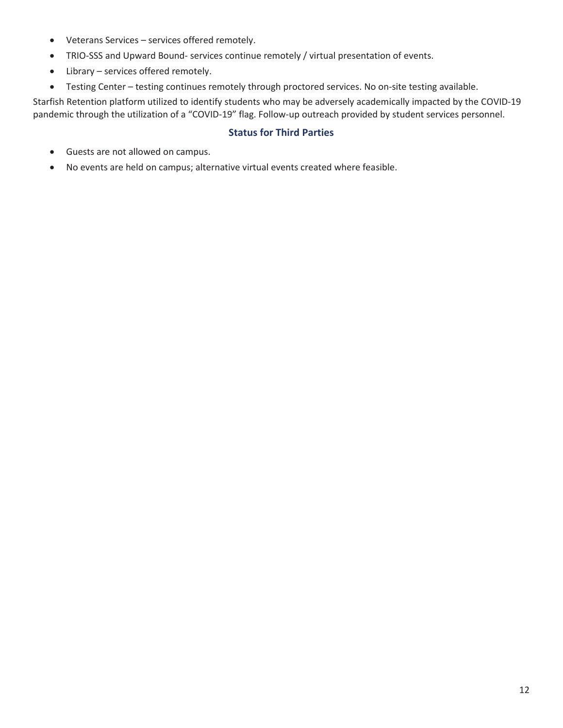- Veterans Services – services offered remotely.
- TRIO-SSS and Upward Bound- services continue remotely / virtual presentation of events.
- Library – services offered remotely.
- Testing Center – testing continues remotely through proctored services. No on-site testing available.

Starfish Retention platform utilized to identify students who may be adversely academically impacted by the COVID-19 pandemic through the utilization of a "COVID-19" flag. Follow-up outreach provided by student services personnel.

### Status for Third Parties

- Guests are not allowed on campus.
- No events are held on campus; alternative virtual events created where feasible.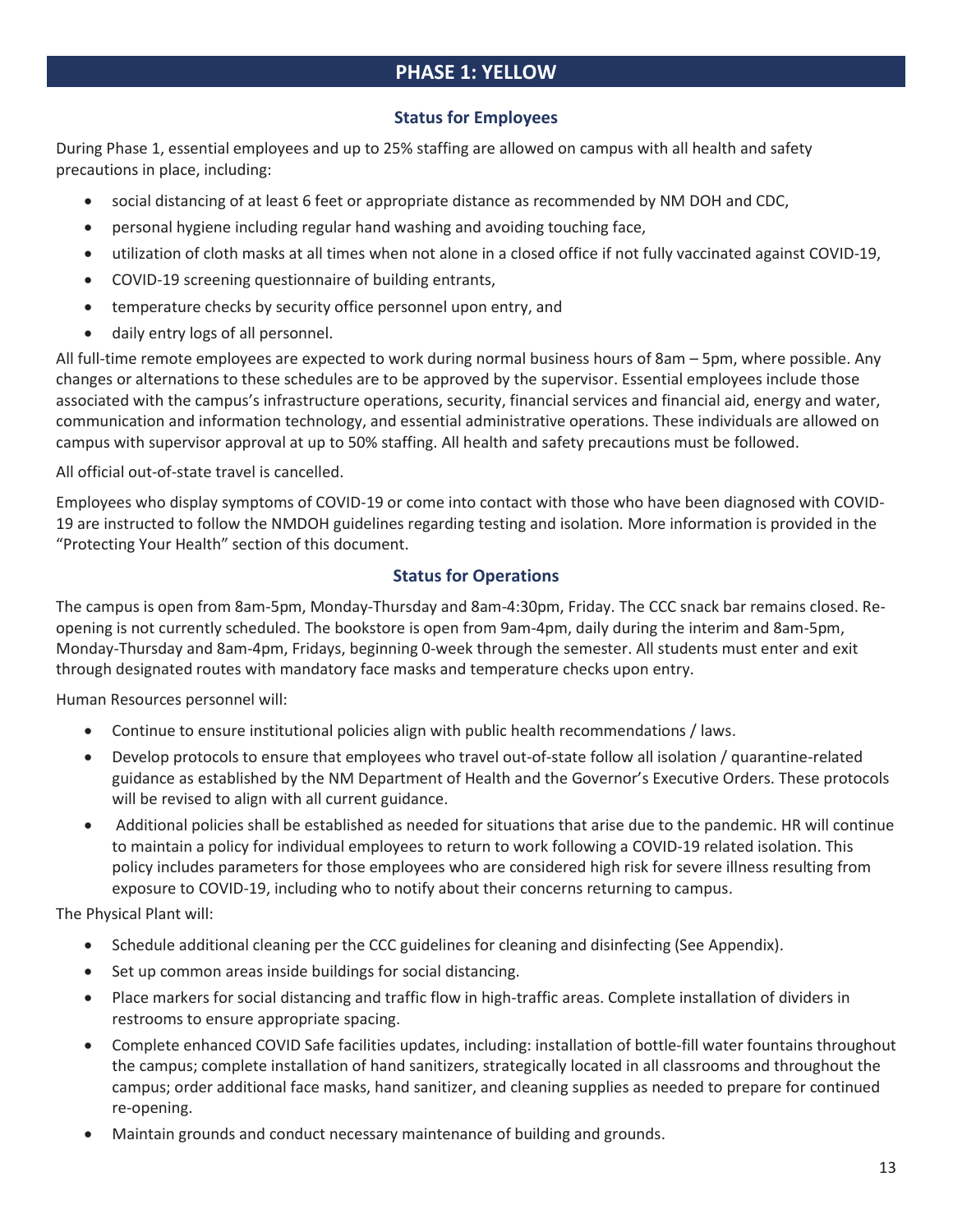## PHASE 1: YELLOW

### Status for Employees

During Phase 1, essential employees and up to 25% staffing are allowed on campus with all health and safety precautions in place, including:

- social distancing of at least 6 feet or appropriate distance as recommended by NM DOH and CDC,
- personal hygiene including regular hand washing and avoiding touching face,
- utilization of cloth masks at all times when not alone in a closed office if not fully vaccinated against COVID-19,
- COVID-19 screening questionnaire of building entrants,
- temperature checks by security office personnel upon entry, and
- daily entry logs of all personnel.

All full-time remote employees are expected to work during normal business hours of 8am – 5pm, where possible. Any changes or alternations to these schedules are to be approved by the supervisor. Essential employees include those associated with the campus's infrastructure operations, security, financial services and financial aid, energy and water, communication and information technology, and essential administrative operations. These individuals are allowed on campus with supervisor approval at up to 50% staffing. All health and safety precautions must be followed.

All official out-of-state travel is cancelled.

Employees who display symptoms of COVID-19 or come into contact with those who have been diagnosed with COVID-19 are instructed to follow the NMDOH guidelines regarding testing and isolation. More information is provided in the "Protecting Your Health" section of this document.

### Status for Operations

The campus is open from 8am-5pm, Monday-Thursday and 8am-4:30pm, Friday. The CCC snack bar remains closed. Re-opening is not currently scheduled. The bookstore is open from 9am-4pm, daily during the interim and 8am-5pm, Monday-Thursday and 8am-4pm, Fridays, beginning 0-week through the semester. All students must enter and exit through designated routes with mandatory face masks and temperature checks upon entry.

Human Resources personnel will:

- Continue to ensure institutional policies align with public health recommendations / laws.
- Develop protocols to ensure that employees who travel out-of-state follow all isolation / quarantine-related guidance as established by the NM Department of Health and the Governor's Executive Orders. These protocols will be revised to align with all current guidance.
- Additional policies shall be established as needed for situations that arise due to the pandemic. HR will continue to maintain a policy for individual employees to return to work following a COVID-19 related isolation. This policy includes parameters for those employees who are considered high risk for severe illness resulting from exposure to COVID-19, including who to notify about their concerns returning to campus.

The Physical Plant will:

- Schedule additional cleaning per the CCC guidelines for cleaning and disinfecting (See Appendix).
- Set up common areas inside buildings for social distancing.
- Place markers for social distancing and traffic flow in high-traffic areas. Complete installation of dividers in restrooms to ensure appropriate spacing.
- Complete enhanced COVID Safe facilities updates, including: installation of bottle-fill water fountains throughout the campus; complete installation of hand sanitizers, strategically located in all classrooms and throughout the campus; order additional face masks, hand sanitizer, and cleaning supplies as needed to prepare for continued re-opening.
- Maintain grounds and conduct necessary maintenance of building and grounds.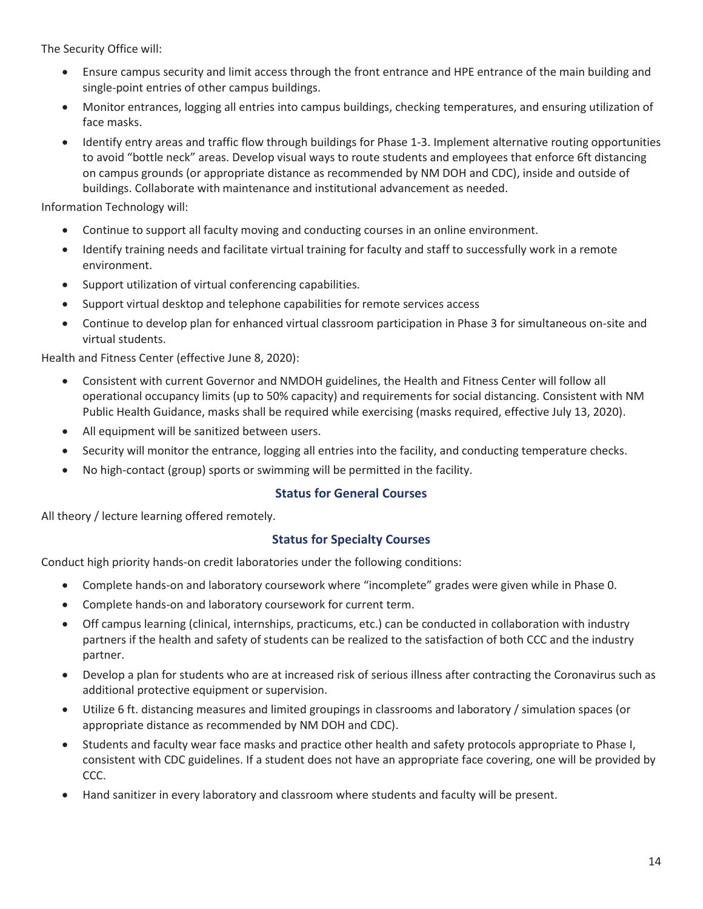The Security Office will:

- Ensure campus security and limit access through the front entrance and HPE entrance of the main building and single-point entries of other campus buildings.
- Monitor entrances, logging all entries into campus buildings, checking temperatures, and ensuring utilization of face masks.
- Identify entry areas and traffic flow through buildings for Phase 1-3. Implement alternative routing opportunities to avoid "bottle neck" areas. Develop visual ways to route students and employees that enforce 6ft distancing on campus grounds (or appropriate distance as recommended by NM DOH and CDC), inside and outside of buildings. Collaborate with maintenance and institutional advancement as needed.

Information Technology will:

- Continue to support all faculty moving and conducting courses in an online environment.
- Identify training needs and facilitate virtual training for faculty and staff to successfully work in a remote environment.
- Support utilization of virtual conferencing capabilities.
- Support virtual desktop and telephone capabilities for remote services access
- Continue to develop plan for enhanced virtual classroom participation in Phase 3 for simultaneous on-site and virtual students.

Health and Fitness Center (effective June 8, 2020):

- Consistent with current Governor and NMDOH guidelines, the Health and Fitness Center will follow all operational occupancy limits (up to 50% capacity) and requirements for social distancing. Consistent with NM Public Health Guidance, masks shall be required while exercising (masks required, effective July 13, 2020).
- All equipment will be sanitized between users.
- Security will monitor the entrance, logging all entries into the facility, and conducting temperature checks.
- No high-contact (group) sports or swimming will be permitted in the facility.

### Status for General Courses

All theory / lecture learning offered remotely.

### Status for Specialty Courses

Conduct high priority hands-on credit laboratories under the following conditions:

- Complete hands-on and laboratory coursework where "incomplete" grades were given while in Phase 0.
- Complete hands-on and laboratory coursework for current term.
- Off campus learning (clinical, internships, practicums, etc.) can be conducted in collaboration with industry partners if the health and safety of students can be realized to the satisfaction of both CCC and the industry partner.
- Develop a plan for students who are at increased risk of serious illness after contracting the Coronavirus such as additional protective equipment or supervision.
- Utilize 6 ft. distancing measures and limited groupings in classrooms and laboratory / simulation spaces (or appropriate distance as recommended by NM DOH and CDC).
- Students and faculty wear face masks and practice other health and safety protocols appropriate to Phase I, consistent with CDC guidelines. If a student does not have an appropriate face covering, one will be provided by CCC.
- Hand sanitizer in every laboratory and classroom where students and faculty will be present.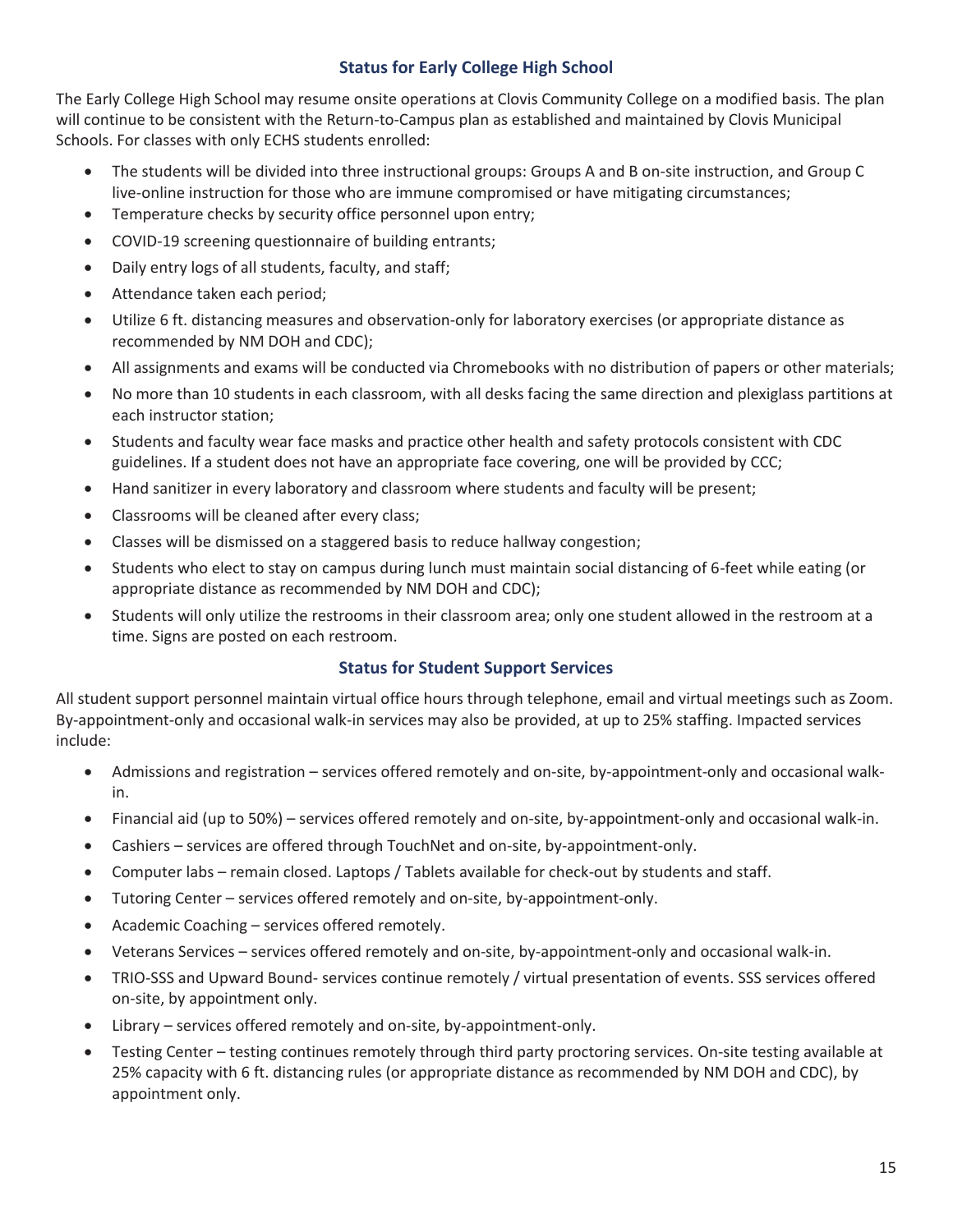## Status for Early College High School

The Early College High School may resume onsite operations at Clovis Community College on a modified basis. The plan will continue to be consistent with the Return-to-Campus plan as established and maintained by Clovis Municipal Schools. For classes with only ECHS students enrolled:

- The students will be divided into three instructional groups: Groups A and B on-site instruction, and Group C live-online instruction for those who are immune compromised or have mitigating circumstances;
- Temperature checks by security office personnel upon entry;
- COVID-19 screening questionnaire of building entrants;
- Daily entry logs of all students, faculty, and staff;
- Attendance taken each period;
- Utilize 6 ft. distancing measures and observation-only for laboratory exercises (or appropriate distance as recommended by NM DOH and CDC);
- All assignments and exams will be conducted via Chromebooks with no distribution of papers or other materials;
- No more than 10 students in each classroom, with all desks facing the same direction and plexiglass partitions at each instructor station;
- Students and faculty wear face masks and practice other health and safety protocols consistent with CDC guidelines. If a student does not have an appropriate face covering, one will be provided by CCC;
- Hand sanitizer in every laboratory and classroom where students and faculty will be present;
- Classrooms will be cleaned after every class;
- Classes will be dismissed on a staggered basis to reduce hallway congestion;
- Students who elect to stay on campus during lunch must maintain social distancing of 6-feet while eating (or appropriate distance as recommended by NM DOH and CDC);
- Students will only utilize the restrooms in their classroom area; only one student allowed in the restroom at a time. Signs are posted on each restroom.

## Status for Student Support Services

All student support personnel maintain virtual office hours through telephone, email and virtual meetings such as Zoom. By-appointment-only and occasional walk-in services may also be provided, at up to 25% staffing. Impacted services include:

- Admissions and registration – services offered remotely and on-site, by-appointment-only and occasional walk-in.
- Financial aid (up to 50%) – services offered remotely and on-site, by-appointment-only and occasional walk-in.
- Cashiers – services are offered through TouchNet and on-site, by-appointment-only.
- Computer labs – remain closed. Laptops / Tablets available for check-out by students and staff.
- Tutoring Center – services offered remotely and on-site, by-appointment-only.
- Academic Coaching – services offered remotely.
- Veterans Services – services offered remotely and on-site, by-appointment-only and occasional walk-in.
- TRIO-SSS and Upward Bound- services continue remotely / virtual presentation of events. SSS services offered on-site, by appointment only.
- Library – services offered remotely and on-site, by-appointment-only.
- Testing Center – testing continues remotely through third party proctoring services. On-site testing available at 25% capacity with 6 ft. distancing rules (or appropriate distance as recommended by NM DOH and CDC), by appointment only.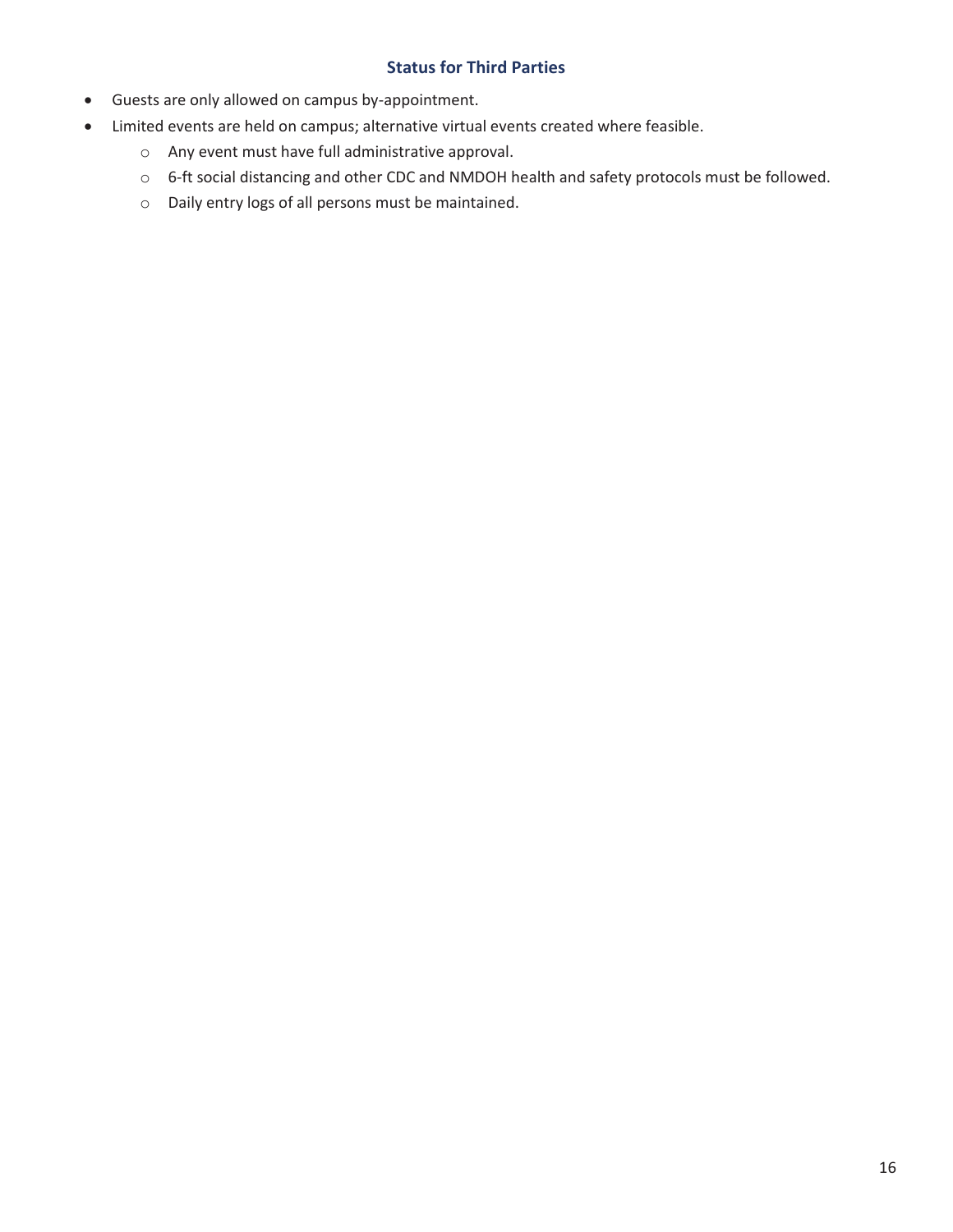### Status for Third Parties

- Guests are only allowed on campus by-appointment.
- Limited events are held on campus; alternative virtual events created where feasible.
  - Any event must have full administrative approval.
  - 6-ft social distancing and other CDC and NMDOH health and safety protocols must be followed.
  - Daily entry logs of all persons must be maintained.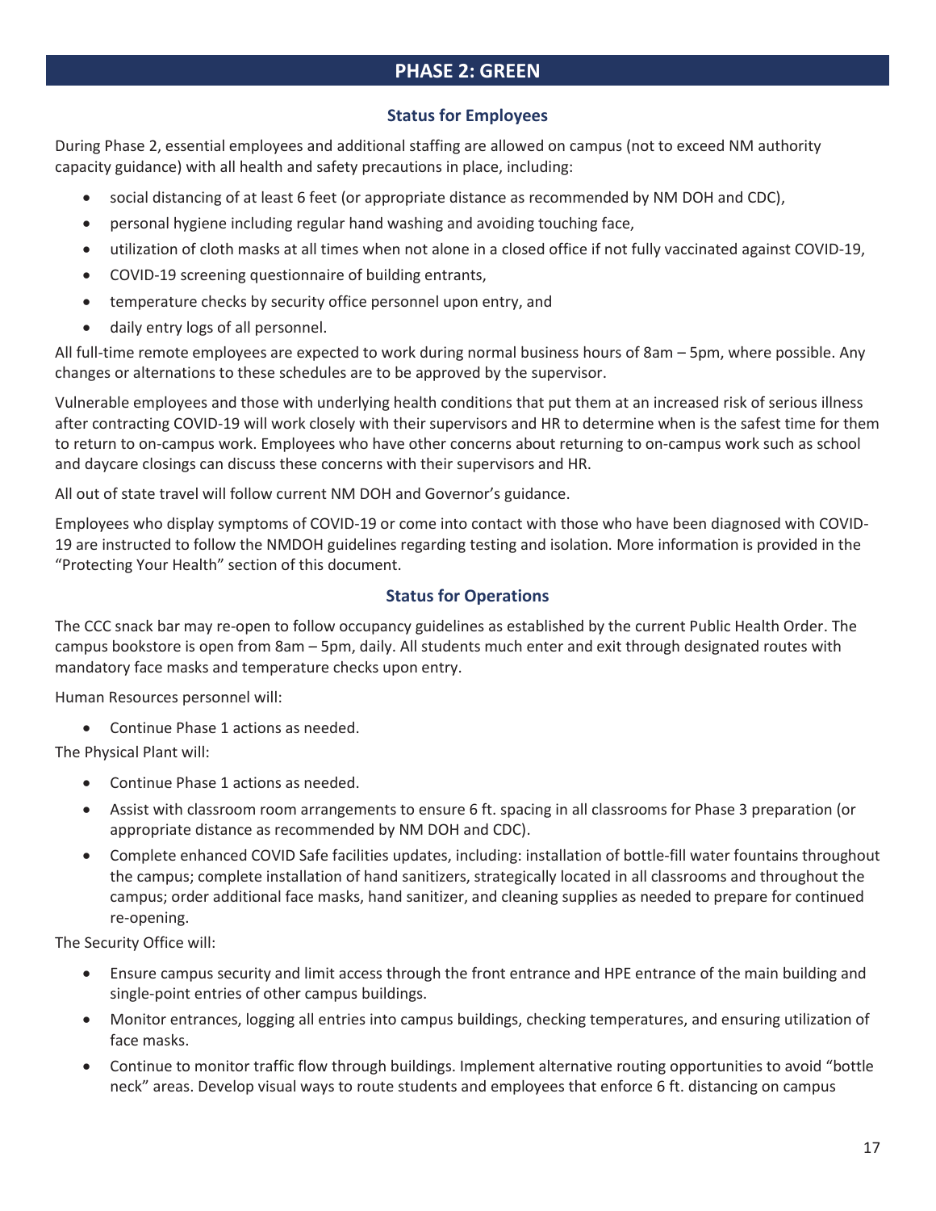## PHASE 2: GREEN

### Status for Employees

During Phase 2, essential employees and additional staffing are allowed on campus (not to exceed NM authority capacity guidance) with all health and safety precautions in place, including:

- social distancing of at least 6 feet (or appropriate distance as recommended by NM DOH and CDC),
- personal hygiene including regular hand washing and avoiding touching face,
- utilization of cloth masks at all times when not alone in a closed office if not fully vaccinated against COVID-19,
- COVID-19 screening questionnaire of building entrants,
- temperature checks by security office personnel upon entry, and
- daily entry logs of all personnel.

All full-time remote employees are expected to work during normal business hours of 8am – 5pm, where possible. Any changes or alternations to these schedules are to be approved by the supervisor.

Vulnerable employees and those with underlying health conditions that put them at an increased risk of serious illness after contracting COVID-19 will work closely with their supervisors and HR to determine when is the safest time for them to return to on-campus work. Employees who have other concerns about returning to on-campus work such as school and daycare closings can discuss these concerns with their supervisors and HR.

All out of state travel will follow current NM DOH and Governor's guidance.

Employees who display symptoms of COVID-19 or come into contact with those who have been diagnosed with COVID-19 are instructed to follow the NMDOH guidelines regarding testing and isolation. More information is provided in the "Protecting Your Health" section of this document.

### Status for Operations

The CCC snack bar may re-open to follow occupancy guidelines as established by the current Public Health Order. The campus bookstore is open from 8am – 5pm, daily. All students much enter and exit through designated routes with mandatory face masks and temperature checks upon entry.

Human Resources personnel will:

- Continue Phase 1 actions as needed.

The Physical Plant will:

- Continue Phase 1 actions as needed.
- Assist with classroom room arrangements to ensure 6 ft. spacing in all classrooms for Phase 3 preparation (or appropriate distance as recommended by NM DOH and CDC).
- Complete enhanced COVID Safe facilities updates, including: installation of bottle-fill water fountains throughout the campus; complete installation of hand sanitizers, strategically located in all classrooms and throughout the campus; order additional face masks, hand sanitizer, and cleaning supplies as needed to prepare for continued re-opening.

The Security Office will:

- Ensure campus security and limit access through the front entrance and HPE entrance of the main building and single-point entries of other campus buildings.
- Monitor entrances, logging all entries into campus buildings, checking temperatures, and ensuring utilization of face masks.
- Continue to monitor traffic flow through buildings. Implement alternative routing opportunities to avoid "bottle neck" areas. Develop visual ways to route students and employees that enforce 6 ft. distancing on campus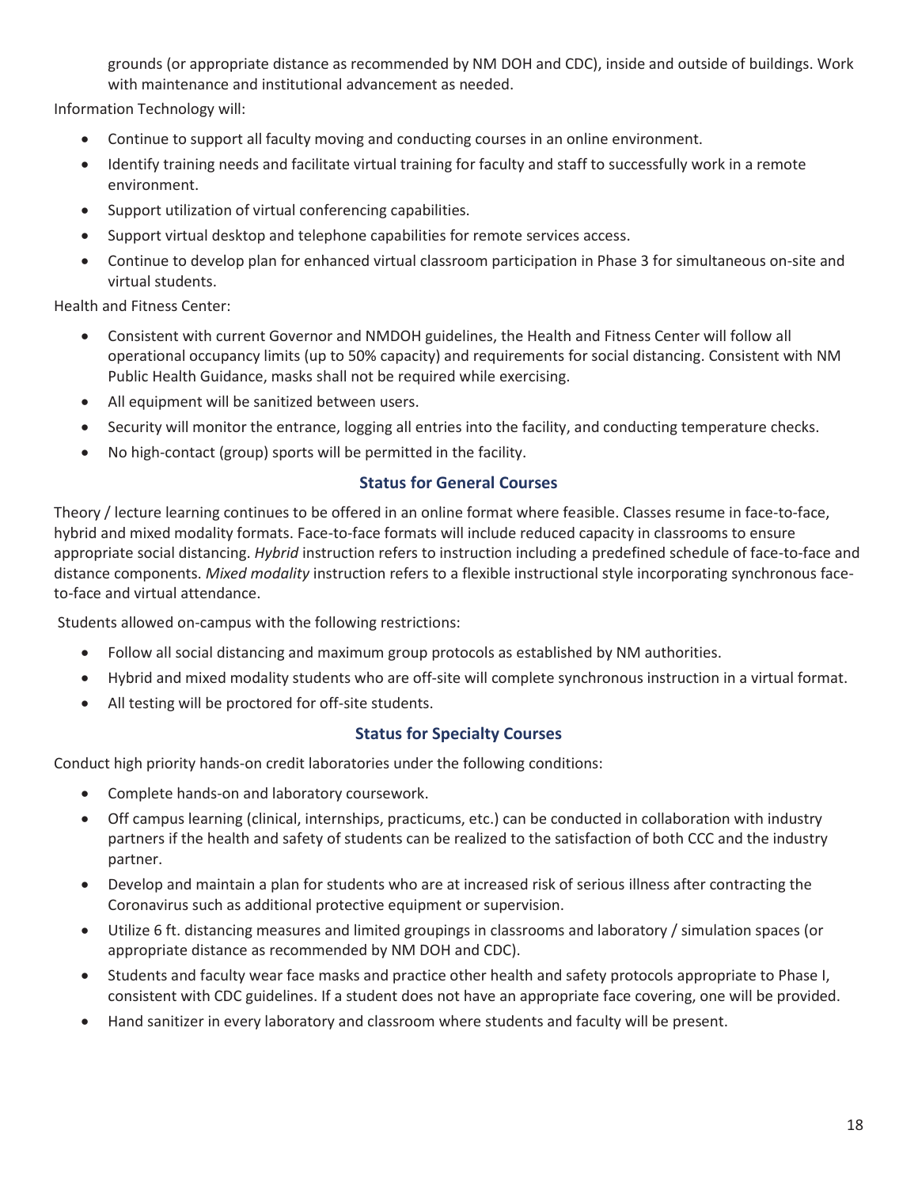grounds (or appropriate distance as recommended by NM DOH and CDC), inside and outside of buildings. Work with maintenance and institutional advancement as needed.

Information Technology will:

- Continue to support all faculty moving and conducting courses in an online environment.
- Identify training needs and facilitate virtual training for faculty and staff to successfully work in a remote environment.
- Support utilization of virtual conferencing capabilities.
- Support virtual desktop and telephone capabilities for remote services access.
- Continue to develop plan for enhanced virtual classroom participation in Phase 3 for simultaneous on-site and virtual students.

Health and Fitness Center:

- Consistent with current Governor and NMDOH guidelines, the Health and Fitness Center will follow all operational occupancy limits (up to 50% capacity) and requirements for social distancing. Consistent with NM Public Health Guidance, masks shall not be required while exercising.
- All equipment will be sanitized between users.
- Security will monitor the entrance, logging all entries into the facility, and conducting temperature checks.
- No high-contact (group) sports will be permitted in the facility.

### Status for General Courses

Theory / lecture learning continues to be offered in an online format where feasible. Classes resume in face-to-face, hybrid and mixed modality formats. Face-to-face formats will include reduced capacity in classrooms to ensure appropriate social distancing. *Hybrid* instruction refers to instruction including a predefined schedule of face-to-face and distance components. *Mixed modality* instruction refers to a flexible instructional style incorporating synchronous face-to-face and virtual attendance.

Students allowed on-campus with the following restrictions:

- Follow all social distancing and maximum group protocols as established by NM authorities.
- Hybrid and mixed modality students who are off-site will complete synchronous instruction in a virtual format.
- All testing will be proctored for off-site students.

### Status for Specialty Courses

Conduct high priority hands-on credit laboratories under the following conditions:

- Complete hands-on and laboratory coursework.
- Off campus learning (clinical, internships, practicums, etc.) can be conducted in collaboration with industry partners if the health and safety of students can be realized to the satisfaction of both CCC and the industry partner.
- Develop and maintain a plan for students who are at increased risk of serious illness after contracting the Coronavirus such as additional protective equipment or supervision.
- Utilize 6 ft. distancing measures and limited groupings in classrooms and laboratory / simulation spaces (or appropriate distance as recommended by NM DOH and CDC).
- Students and faculty wear face masks and practice other health and safety protocols appropriate to Phase I, consistent with CDC guidelines. If a student does not have an appropriate face covering, one will be provided.
- Hand sanitizer in every laboratory and classroom where students and faculty will be present.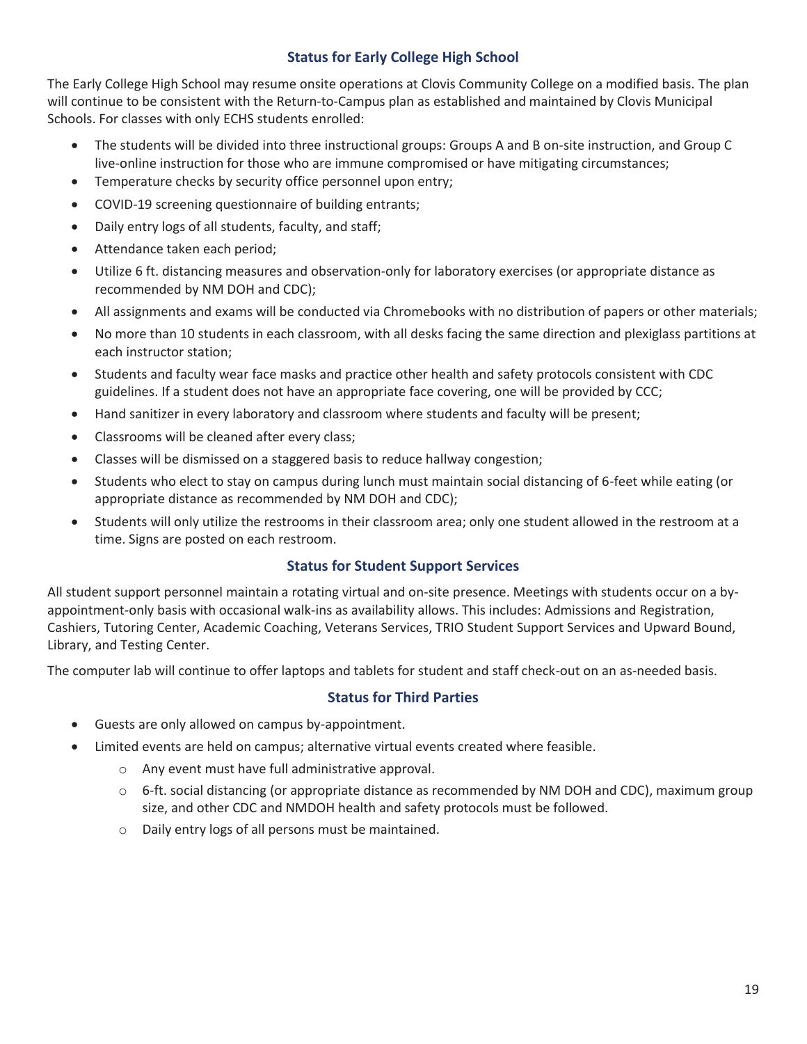### Status for Early College High School

The Early College High School may resume onsite operations at Clovis Community College on a modified basis. The plan will continue to be consistent with the Return-to-Campus plan as established and maintained by Clovis Municipal Schools. For classes with only ECHS students enrolled:

- The students will be divided into three instructional groups: Groups A and B on-site instruction, and Group C live-online instruction for those who are immune compromised or have mitigating circumstances;
- Temperature checks by security office personnel upon entry;
- COVID-19 screening questionnaire of building entrants;
- Daily entry logs of all students, faculty, and staff;
- Attendance taken each period;
- Utilize 6 ft. distancing measures and observation-only for laboratory exercises (or appropriate distance as recommended by NM DOH and CDC);
- All assignments and exams will be conducted via Chromebooks with no distribution of papers or other materials;
- No more than 10 students in each classroom, with all desks facing the same direction and plexiglass partitions at each instructor station;
- Students and faculty wear face masks and practice other health and safety protocols consistent with CDC guidelines. If a student does not have an appropriate face covering, one will be provided by CCC;
- Hand sanitizer in every laboratory and classroom where students and faculty will be present;
- Classrooms will be cleaned after every class;
- Classes will be dismissed on a staggered basis to reduce hallway congestion;
- Students who elect to stay on campus during lunch must maintain social distancing of 6-feet while eating (or appropriate distance as recommended by NM DOH and CDC);
- Students will only utilize the restrooms in their classroom area; only one student allowed in the restroom at a time. Signs are posted on each restroom.

### Status for Student Support Services

All student support personnel maintain a rotating virtual and on-site presence. Meetings with students occur on a by-appointment-only basis with occasional walk-ins as availability allows. This includes: Admissions and Registration, Cashiers, Tutoring Center, Academic Coaching, Veterans Services, TRIO Student Support Services and Upward Bound, Library, and Testing Center.

The computer lab will continue to offer laptops and tablets for student and staff check-out on an as-needed basis.

### Status for Third Parties

- Guests are only allowed on campus by-appointment.
- Limited events are held on campus; alternative virtual events created where feasible.
  - Any event must have full administrative approval.
  - 6-ft. social distancing (or appropriate distance as recommended by NM DOH and CDC), maximum group size, and other CDC and NMDOH health and safety protocols must be followed.
  - Daily entry logs of all persons must be maintained.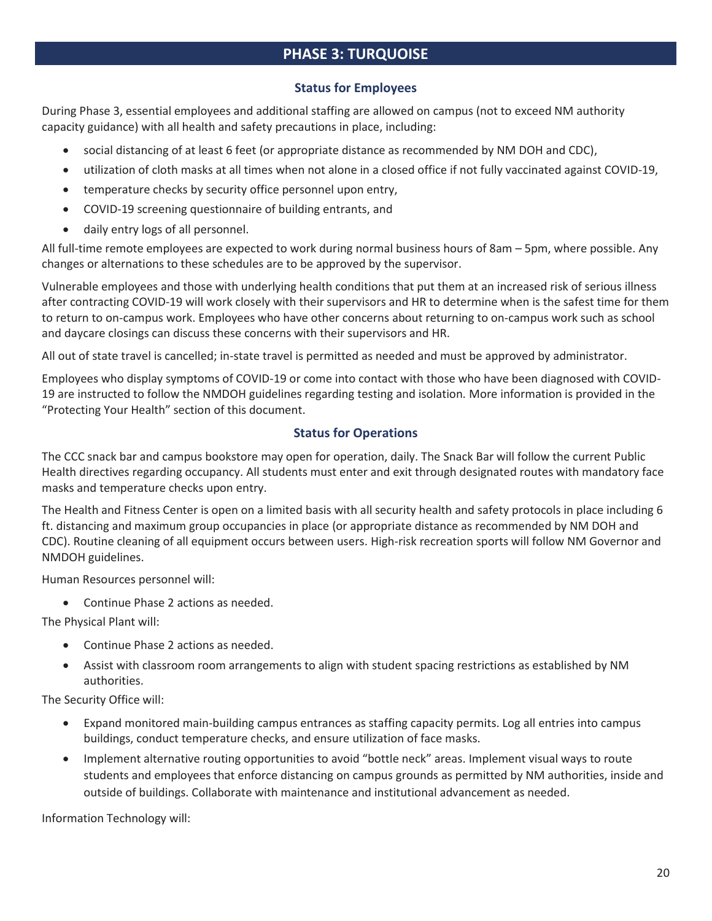## PHASE 3: TURQUOISE

### Status for Employees

During Phase 3, essential employees and additional staffing are allowed on campus (not to exceed NM authority capacity guidance) with all health and safety precautions in place, including:

- social distancing of at least 6 feet (or appropriate distance as recommended by NM DOH and CDC),
- utilization of cloth masks at all times when not alone in a closed office if not fully vaccinated against COVID-19,
- temperature checks by security office personnel upon entry,
- COVID-19 screening questionnaire of building entrants, and
- daily entry logs of all personnel.

All full-time remote employees are expected to work during normal business hours of 8am – 5pm, where possible. Any changes or alternations to these schedules are to be approved by the supervisor.

Vulnerable employees and those with underlying health conditions that put them at an increased risk of serious illness after contracting COVID-19 will work closely with their supervisors and HR to determine when is the safest time for them to return to on-campus work. Employees who have other concerns about returning to on-campus work such as school and daycare closings can discuss these concerns with their supervisors and HR.

All out of state travel is cancelled; in-state travel is permitted as needed and must be approved by administrator.

Employees who display symptoms of COVID-19 or come into contact with those who have been diagnosed with COVID-19 are instructed to follow the NMDOH guidelines regarding testing and isolation. More information is provided in the "Protecting Your Health" section of this document.

### Status for Operations

The CCC snack bar and campus bookstore may open for operation, daily. The Snack Bar will follow the current Public Health directives regarding occupancy. All students must enter and exit through designated routes with mandatory face masks and temperature checks upon entry.

The Health and Fitness Center is open on a limited basis with all security health and safety protocols in place including 6 ft. distancing and maximum group occupancies in place (or appropriate distance as recommended by NM DOH and CDC). Routine cleaning of all equipment occurs between users. High-risk recreation sports will follow NM Governor and NMDOH guidelines.

Human Resources personnel will:

- Continue Phase 2 actions as needed.

The Physical Plant will:

- Continue Phase 2 actions as needed.
- Assist with classroom room arrangements to align with student spacing restrictions as established by NM authorities.

The Security Office will:

- Expand monitored main-building campus entrances as staffing capacity permits. Log all entries into campus buildings, conduct temperature checks, and ensure utilization of face masks.
- Implement alternative routing opportunities to avoid "bottle neck" areas. Implement visual ways to route students and employees that enforce distancing on campus grounds as permitted by NM authorities, inside and outside of buildings. Collaborate with maintenance and institutional advancement as needed.

Information Technology will: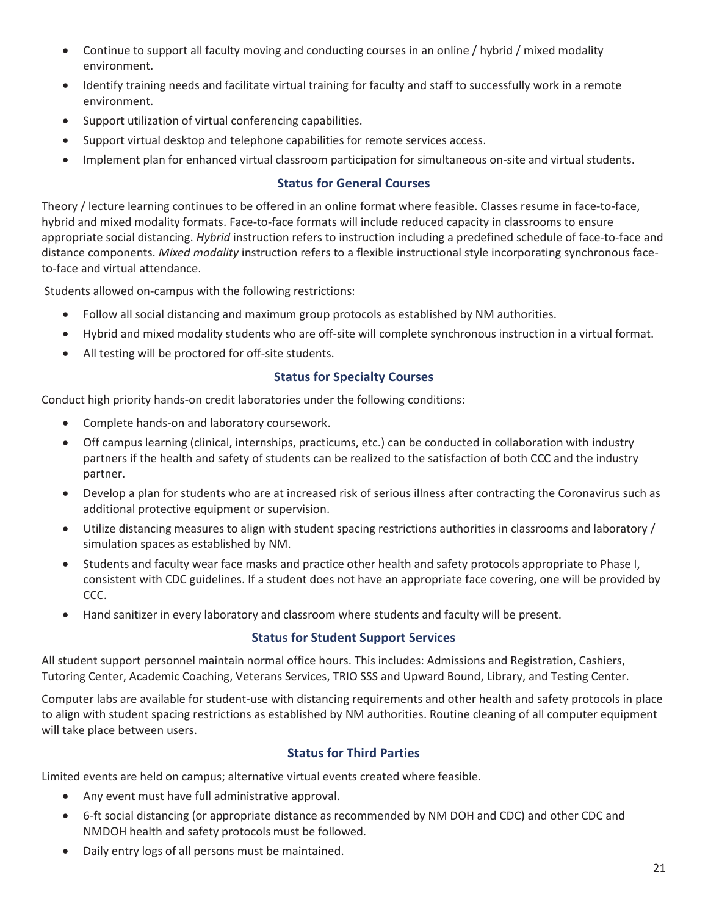- Continue to support all faculty moving and conducting courses in an online / hybrid / mixed modality environment.
- Identify training needs and facilitate virtual training for faculty and staff to successfully work in a remote environment.
- Support utilization of virtual conferencing capabilities.
- Support virtual desktop and telephone capabilities for remote services access.
- Implement plan for enhanced virtual classroom participation for simultaneous on-site and virtual students.

### Status for General Courses

Theory / lecture learning continues to be offered in an online format where feasible. Classes resume in face-to-face, hybrid and mixed modality formats. Face-to-face formats will include reduced capacity in classrooms to ensure appropriate social distancing. *Hybrid* instruction refers to instruction including a predefined schedule of face-to-face and distance components. *Mixed modality* instruction refers to a flexible instructional style incorporating synchronous face-to-face and virtual attendance.

Students allowed on-campus with the following restrictions:

- Follow all social distancing and maximum group protocols as established by NM authorities.
- Hybrid and mixed modality students who are off-site will complete synchronous instruction in a virtual format.
- All testing will be proctored for off-site students.

### Status for Specialty Courses

Conduct high priority hands-on credit laboratories under the following conditions:

- Complete hands-on and laboratory coursework.
- Off campus learning (clinical, internships, practicums, etc.) can be conducted in collaboration with industry partners if the health and safety of students can be realized to the satisfaction of both CCC and the industry partner.
- Develop a plan for students who are at increased risk of serious illness after contracting the Coronavirus such as additional protective equipment or supervision.
- Utilize distancing measures to align with student spacing restrictions authorities in classrooms and laboratory / simulation spaces as established by NM.
- Students and faculty wear face masks and practice other health and safety protocols appropriate to Phase I, consistent with CDC guidelines. If a student does not have an appropriate face covering, one will be provided by CCC.
- Hand sanitizer in every laboratory and classroom where students and faculty will be present.

### Status for Student Support Services

All student support personnel maintain normal office hours. This includes: Admissions and Registration, Cashiers, Tutoring Center, Academic Coaching, Veterans Services, TRIO SSS and Upward Bound, Library, and Testing Center.

Computer labs are available for student-use with distancing requirements and other health and safety protocols in place to align with student spacing restrictions as established by NM authorities. Routine cleaning of all computer equipment will take place between users.

### Status for Third Parties

Limited events are held on campus; alternative virtual events created where feasible.

- Any event must have full administrative approval.
- 6-ft social distancing (or appropriate distance as recommended by NM DOH and CDC) and other CDC and NMDOH health and safety protocols must be followed.
- Daily entry logs of all persons must be maintained.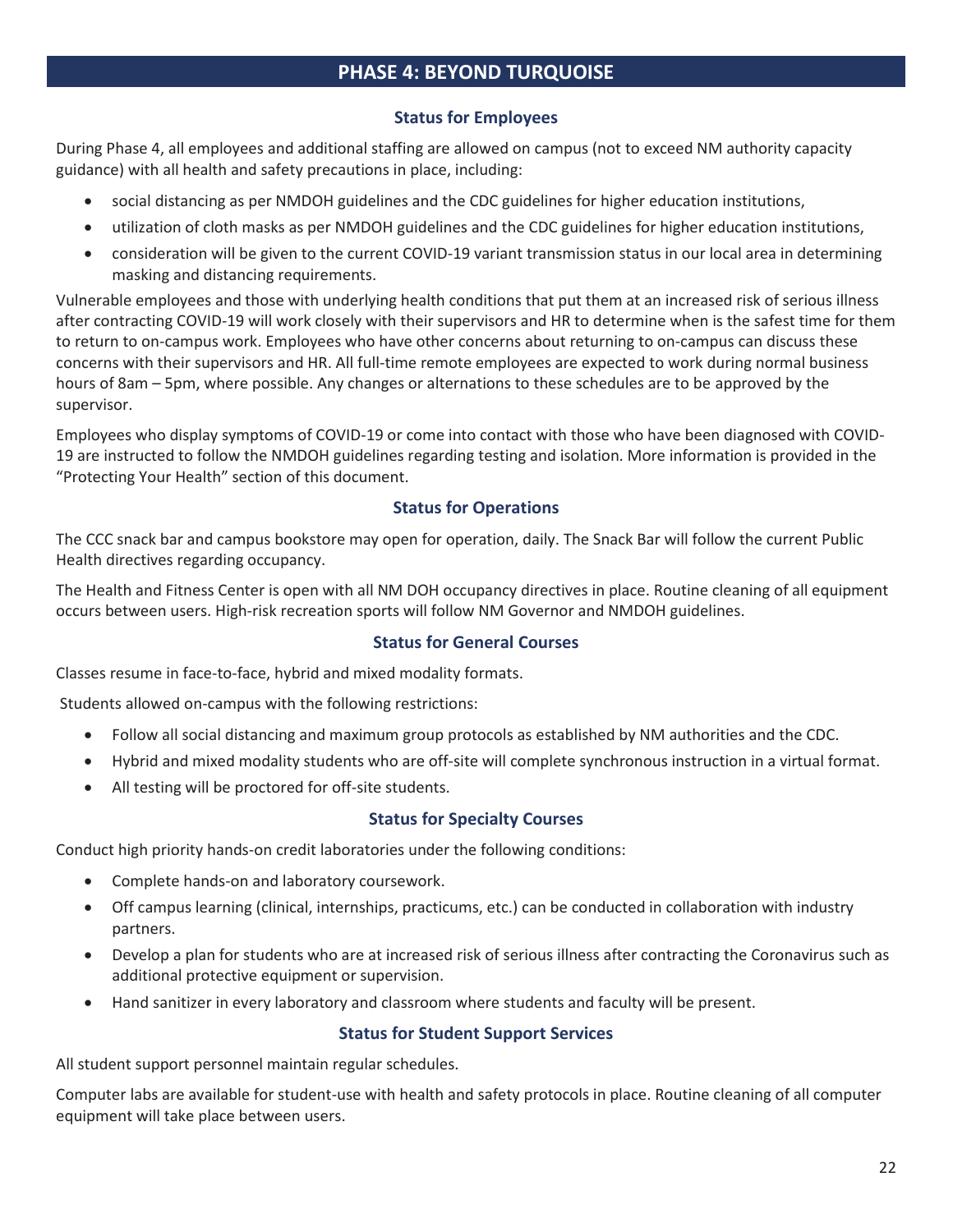# PHASE 4: BEYOND TURQUOISE

### Status for Employees

During Phase 4, all employees and additional staffing are allowed on campus (not to exceed NM authority capacity guidance) with all health and safety precautions in place, including:

- social distancing as per NMDOH guidelines and the CDC guidelines for higher education institutions,
- utilization of cloth masks as per NMDOH guidelines and the CDC guidelines for higher education institutions,
- consideration will be given to the current COVID-19 variant transmission status in our local area in determining masking and distancing requirements.

Vulnerable employees and those with underlying health conditions that put them at an increased risk of serious illness after contracting COVID-19 will work closely with their supervisors and HR to determine when is the safest time for them to return to on-campus work. Employees who have other concerns about returning to on-campus can discuss these concerns with their supervisors and HR. All full-time remote employees are expected to work during normal business hours of 8am – 5pm, where possible. Any changes or alternations to these schedules are to be approved by the supervisor.

Employees who display symptoms of COVID-19 or come into contact with those who have been diagnosed with COVID-19 are instructed to follow the NMDOH guidelines regarding testing and isolation. More information is provided in the "Protecting Your Health" section of this document.

### Status for Operations

The CCC snack bar and campus bookstore may open for operation, daily. The Snack Bar will follow the current Public Health directives regarding occupancy.

The Health and Fitness Center is open with all NM DOH occupancy directives in place. Routine cleaning of all equipment occurs between users. High-risk recreation sports will follow NM Governor and NMDOH guidelines.

### Status for General Courses

Classes resume in face-to-face, hybrid and mixed modality formats.

Students allowed on-campus with the following restrictions:

- Follow all social distancing and maximum group protocols as established by NM authorities and the CDC.
- Hybrid and mixed modality students who are off-site will complete synchronous instruction in a virtual format.
- All testing will be proctored for off-site students.

### Status for Specialty Courses

Conduct high priority hands-on credit laboratories under the following conditions:

- Complete hands-on and laboratory coursework.
- Off campus learning (clinical, internships, practicums, etc.) can be conducted in collaboration with industry partners.
- Develop a plan for students who are at increased risk of serious illness after contracting the Coronavirus such as additional protective equipment or supervision.
- Hand sanitizer in every laboratory and classroom where students and faculty will be present.

### Status for Student Support Services

All student support personnel maintain regular schedules.

Computer labs are available for student-use with health and safety protocols in place. Routine cleaning of all computer equipment will take place between users.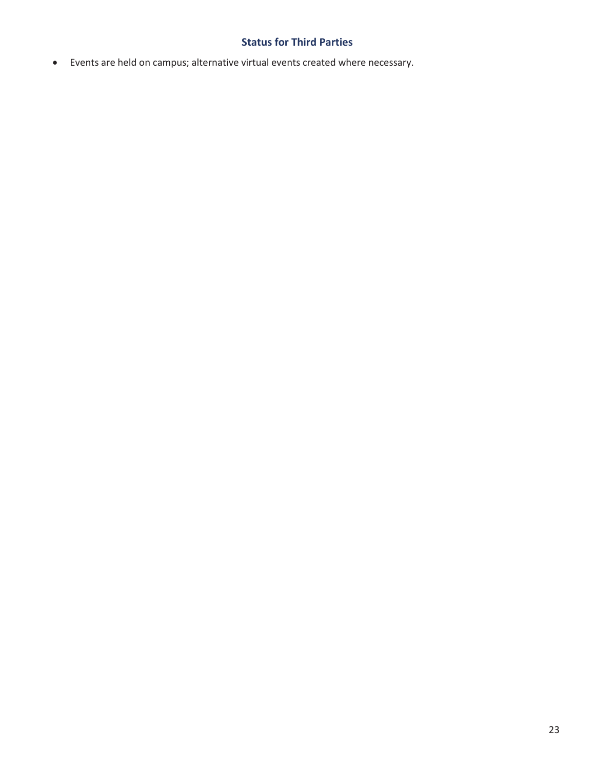### Status for Third Parties

- Events are held on campus; alternative virtual events created where necessary.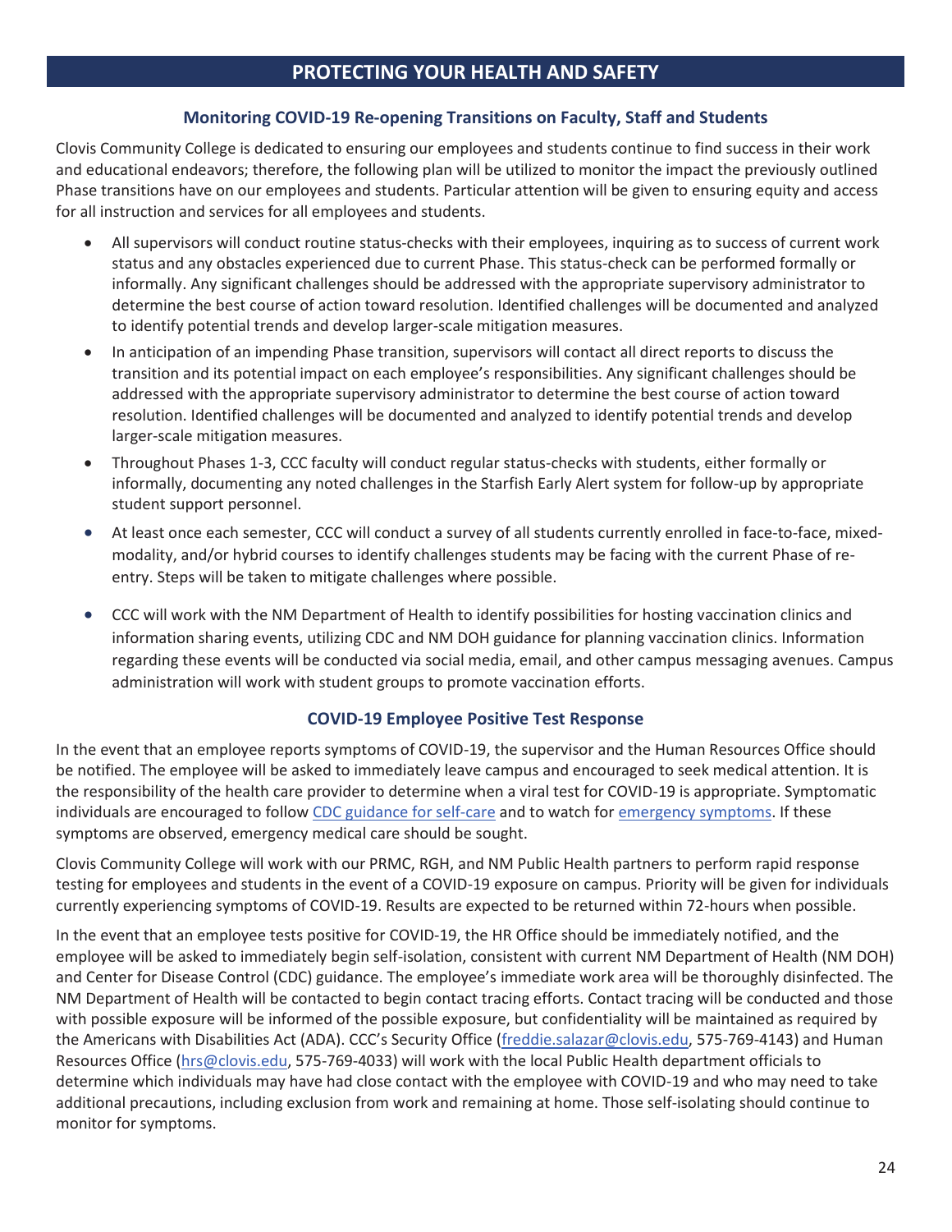## PROTECTING YOUR HEALTH AND SAFETY

### Monitoring COVID-19 Re-opening Transitions on Faculty, Staff and Students

Clovis Community College is dedicated to ensuring our employees and students continue to find success in their work and educational endeavors; therefore, the following plan will be utilized to monitor the impact the previously outlined Phase transitions have on our employees and students. Particular attention will be given to ensuring equity and access for all instruction and services for all employees and students.

- All supervisors will conduct routine status-checks with their employees, inquiring as to success of current work status and any obstacles experienced due to current Phase. This status-check can be performed formally or informally. Any significant challenges should be addressed with the appropriate supervisory administrator to determine the best course of action toward resolution. Identified challenges will be documented and analyzed to identify potential trends and develop larger-scale mitigation measures.
- In anticipation of an impending Phase transition, supervisors will contact all direct reports to discuss the transition and its potential impact on each employee's responsibilities. Any significant challenges should be addressed with the appropriate supervisory administrator to determine the best course of action toward resolution. Identified challenges will be documented and analyzed to identify potential trends and develop larger-scale mitigation measures.
- Throughout Phases 1-3, CCC faculty will conduct regular status-checks with students, either formally or informally, documenting any noted challenges in the Starfish Early Alert system for follow-up by appropriate student support personnel.
- At least once each semester, CCC will conduct a survey of all students currently enrolled in face-to-face, mixed-modality, and/or hybrid courses to identify challenges students may be facing with the current Phase of re-entry. Steps will be taken to mitigate challenges where possible.
- CCC will work with the NM Department of Health to identify possibilities for hosting vaccination clinics and information sharing events, utilizing CDC and NM DOH guidance for planning vaccination clinics. Information regarding these events will be conducted via social media, email, and other campus messaging avenues. Campus administration will work with student groups to promote vaccination efforts.

### COVID-19 Employee Positive Test Response

In the event that an employee reports symptoms of COVID-19, the supervisor and the Human Resources Office should be notified. The employee will be asked to immediately leave campus and encouraged to seek medical attention. It is the responsibility of the health care provider to determine when a viral test for COVID-19 is appropriate. Symptomatic individuals are encouraged to follow CDC guidance for self-care and to watch for emergency symptoms. If these symptoms are observed, emergency medical care should be sought.

Clovis Community College will work with our PRMC, RGH, and NM Public Health partners to perform rapid response testing for employees and students in the event of a COVID-19 exposure on campus. Priority will be given for individuals currently experiencing symptoms of COVID-19. Results are expected to be returned within 72-hours when possible.

In the event that an employee tests positive for COVID-19, the HR Office should be immediately notified, and the employee will be asked to immediately begin self-isolation, consistent with current NM Department of Health (NM DOH) and Center for Disease Control (CDC) guidance. The employee's immediate work area will be thoroughly disinfected. The NM Department of Health will be contacted to begin contact tracing efforts. Contact tracing will be conducted and those with possible exposure will be informed of the possible exposure, but confidentiality will be maintained as required by the Americans with Disabilities Act (ADA). CCC's Security Office (freddie.salazar@clovis.edu, 575-769-4143) and Human Resources Office (hrs@clovis.edu, 575-769-4033) will work with the local Public Health department officials to determine which individuals may have had close contact with the employee with COVID-19 and who may need to take additional precautions, including exclusion from work and remaining at home. Those self-isolating should continue to monitor for symptoms.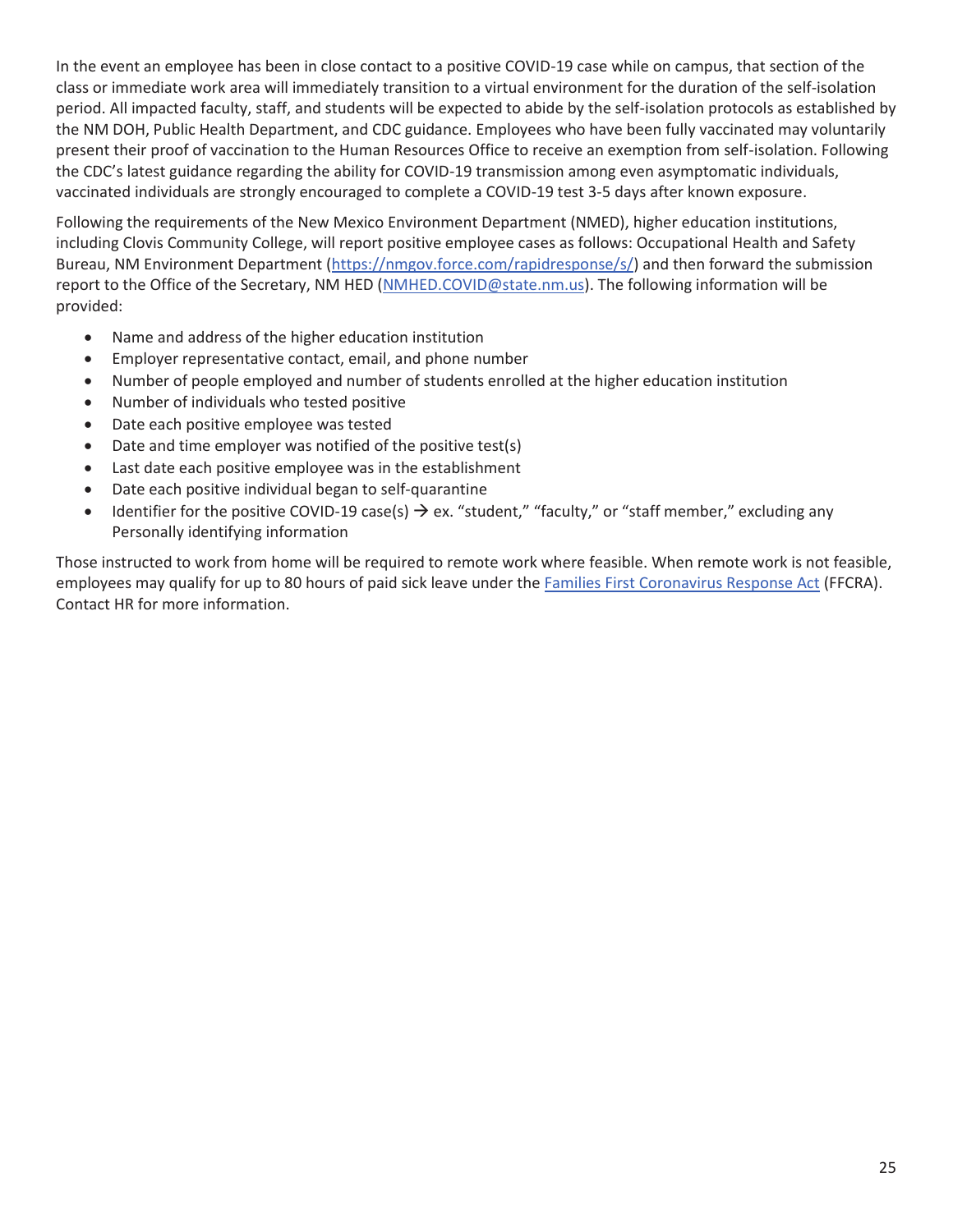In the event an employee has been in close contact to a positive COVID-19 case while on campus, that section of the class or immediate work area will immediately transition to a virtual environment for the duration of the self-isolation period. All impacted faculty, staff, and students will be expected to abide by the self-isolation protocols as established by the NM DOH, Public Health Department, and CDC guidance. Employees who have been fully vaccinated may voluntarily present their proof of vaccination to the Human Resources Office to receive an exemption from self-isolation. Following the CDC's latest guidance regarding the ability for COVID-19 transmission among even asymptomatic individuals, vaccinated individuals are strongly encouraged to complete a COVID-19 test 3-5 days after known exposure.

Following the requirements of the New Mexico Environment Department (NMED), higher education institutions, including Clovis Community College, will report positive employee cases as follows: Occupational Health and Safety Bureau, NM Environment Department ([https://nmgov.force.com/rapidresponse/s/](https://nmgov.force.com/rapidresponse/s/)) and then forward the submission report to the Office of the Secretary, NM HED ([NMHED.COVID@state.nm.us](mailto:NMHED.COVID@state.nm.us)). The following information will be provided:

- Name and address of the higher education institution
- Employer representative contact, email, and phone number
- Number of people employed and number of students enrolled at the higher education institution
- Number of individuals who tested positive
- Date each positive employee was tested
- Date and time employer was notified of the positive test(s)
- Last date each positive employee was in the establishment
- Date each positive individual began to self-quarantine
- Identifier for the positive COVID-19 case(s) → ex. "student," "faculty," or "staff member," excluding any Personally identifying information

Those instructed to work from home will be required to remote work where feasible. When remote work is not feasible, employees may qualify for up to 80 hours of paid sick leave under the Families First Coronavirus Response Act (FFCRA). Contact HR for more information.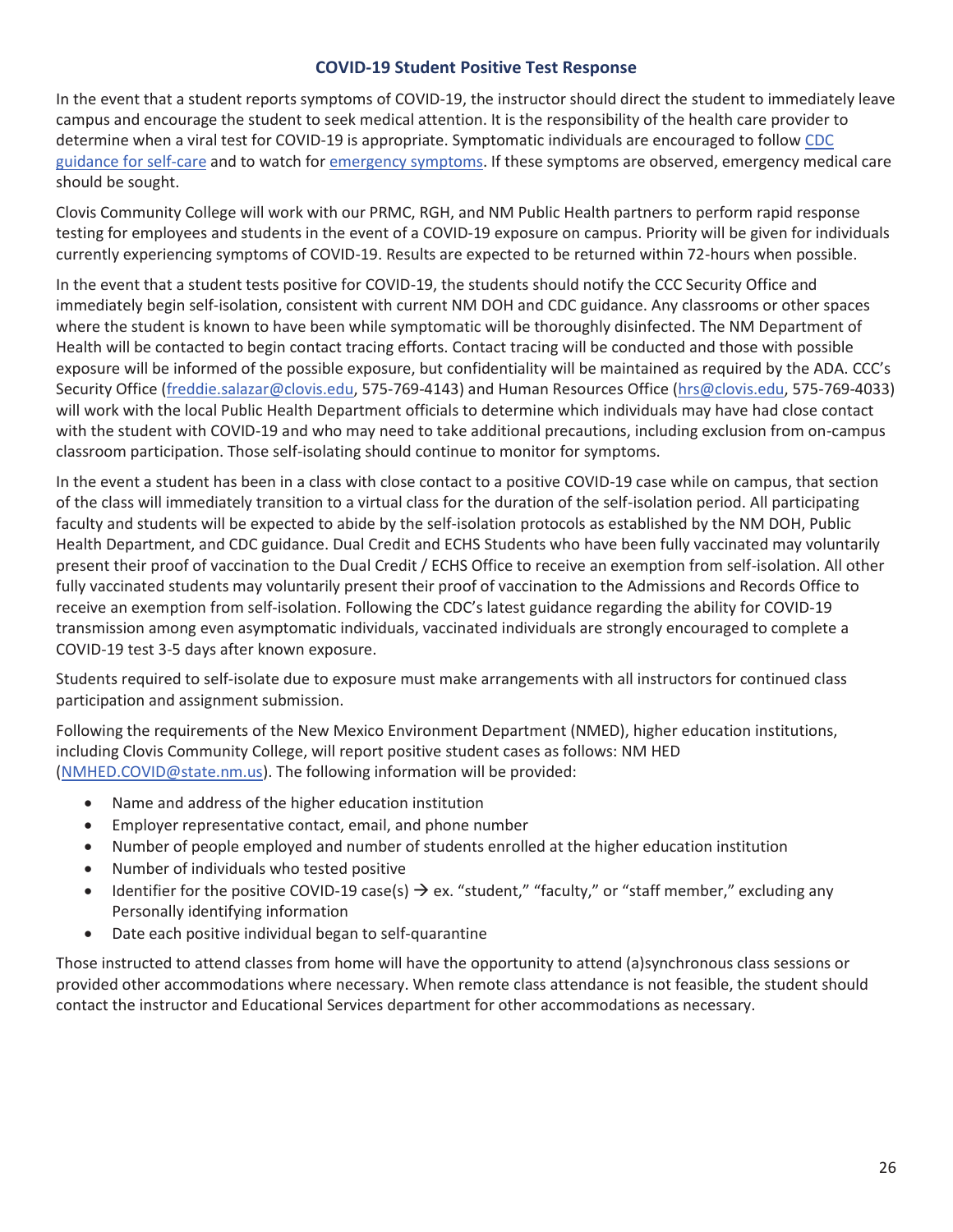## COVID-19 Student Positive Test Response

In the event that a student reports symptoms of COVID-19, the instructor should direct the student to immediately leave campus and encourage the student to seek medical attention. It is the responsibility of the health care provider to determine when a viral test for COVID-19 is appropriate. Symptomatic individuals are encouraged to follow CDC guidance for self-care and to watch for emergency symptoms. If these symptoms are observed, emergency medical care should be sought.

Clovis Community College will work with our PRMC, RGH, and NM Public Health partners to perform rapid response testing for employees and students in the event of a COVID-19 exposure on campus. Priority will be given for individuals currently experiencing symptoms of COVID-19. Results are expected to be returned within 72-hours when possible.

In the event that a student tests positive for COVID-19, the students should notify the CCC Security Office and immediately begin self-isolation, consistent with current NM DOH and CDC guidance. Any classrooms or other spaces where the student is known to have been while symptomatic will be thoroughly disinfected. The NM Department of Health will be contacted to begin contact tracing efforts. Contact tracing will be conducted and those with possible exposure will be informed of the possible exposure, but confidentiality will be maintained as required by the ADA. CCC's Security Office (freddie.salazar@clovis.edu, 575-769-4143) and Human Resources Office (hrs@clovis.edu, 575-769-4033) will work with the local Public Health Department officials to determine which individuals may have had close contact with the student with COVID-19 and who may need to take additional precautions, including exclusion from on-campus classroom participation. Those self-isolating should continue to monitor for symptoms.

In the event a student has been in a class with close contact to a positive COVID-19 case while on campus, that section of the class will immediately transition to a virtual class for the duration of the self-isolation period. All participating faculty and students will be expected to abide by the self-isolation protocols as established by the NM DOH, Public Health Department, and CDC guidance. Dual Credit and ECHS Students who have been fully vaccinated may voluntarily present their proof of vaccination to the Dual Credit / ECHS Office to receive an exemption from self-isolation. All other fully vaccinated students may voluntarily present their proof of vaccination to the Admissions and Records Office to receive an exemption from self-isolation. Following the CDC's latest guidance regarding the ability for COVID-19 transmission among even asymptomatic individuals, vaccinated individuals are strongly encouraged to complete a COVID-19 test 3-5 days after known exposure.

Students required to self-isolate due to exposure must make arrangements with all instructors for continued class participation and assignment submission.

Following the requirements of the New Mexico Environment Department (NMED), higher education institutions, including Clovis Community College, will report positive student cases as follows: NM HED (NMHED.COVID@state.nm.us). The following information will be provided:

- Name and address of the higher education institution
- Employer representative contact, email, and phone number
- Number of people employed and number of students enrolled at the higher education institution
- Number of individuals who tested positive
- Identifier for the positive COVID-19 case(s) → ex. "student," "faculty," or "staff member," excluding any Personally identifying information
- Date each positive individual began to self-quarantine

Those instructed to attend classes from home will have the opportunity to attend (a)synchronous class sessions or provided other accommodations where necessary. When remote class attendance is not feasible, the student should contact the instructor and Educational Services department for other accommodations as necessary.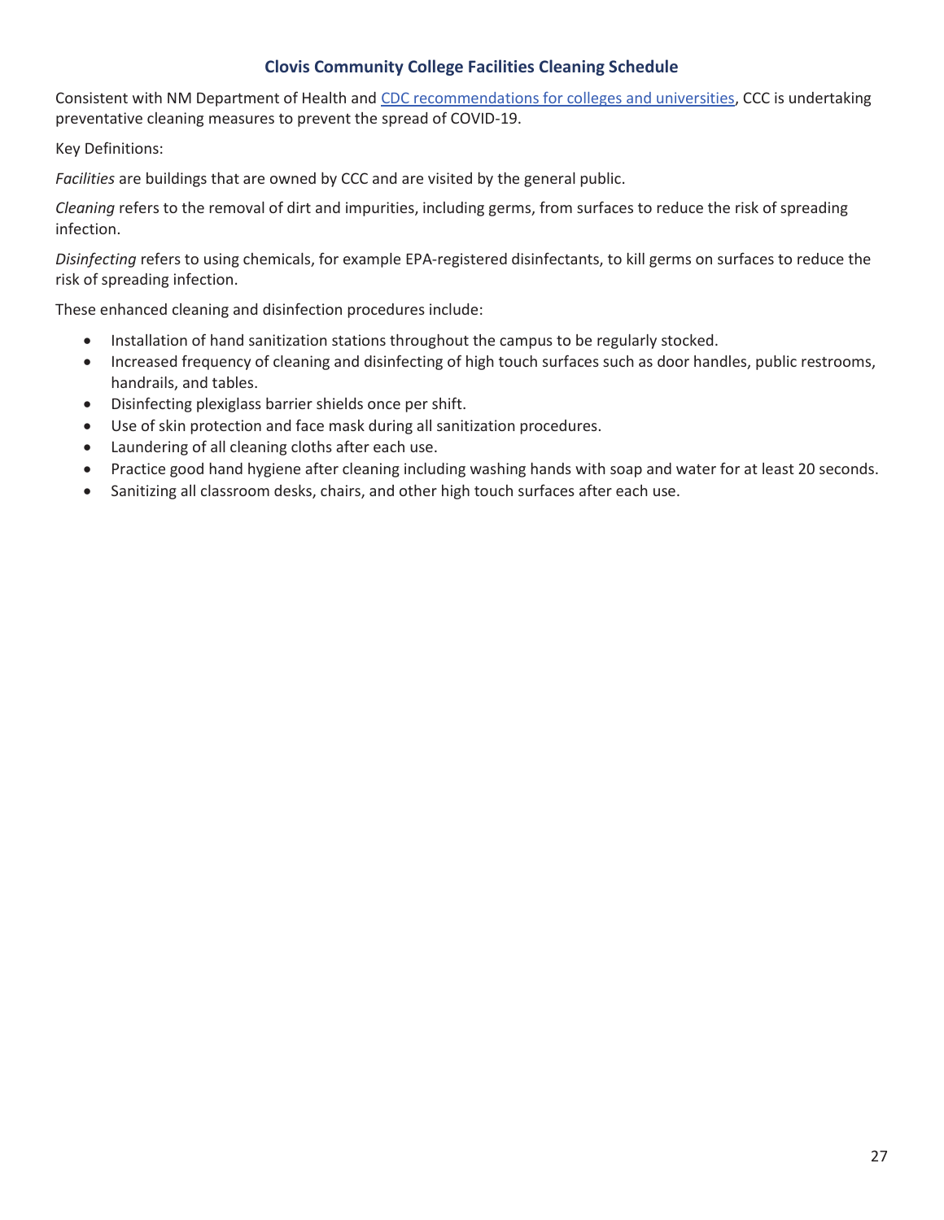## Clovis Community College Facilities Cleaning Schedule

Consistent with NM Department of Health and [CDC recommendations for colleges and universities](), CCC is undertaking preventative cleaning measures to prevent the spread of COVID-19.

Key Definitions:

*Facilities* are buildings that are owned by CCC and are visited by the general public.

*Cleaning* refers to the removal of dirt and impurities, including germs, from surfaces to reduce the risk of spreading infection.

*Disinfecting* refers to using chemicals, for example EPA-registered disinfectants, to kill germs on surfaces to reduce the risk of spreading infection.

These enhanced cleaning and disinfection procedures include:

- Installation of hand sanitization stations throughout the campus to be regularly stocked.
- Increased frequency of cleaning and disinfecting of high touch surfaces such as door handles, public restrooms, handrails, and tables.
- Disinfecting plexiglass barrier shields once per shift.
- Use of skin protection and face mask during all sanitization procedures.
- Laundering of all cleaning cloths after each use.
- Practice good hand hygiene after cleaning including washing hands with soap and water for at least 20 seconds.
- Sanitizing all classroom desks, chairs, and other high touch surfaces after each use.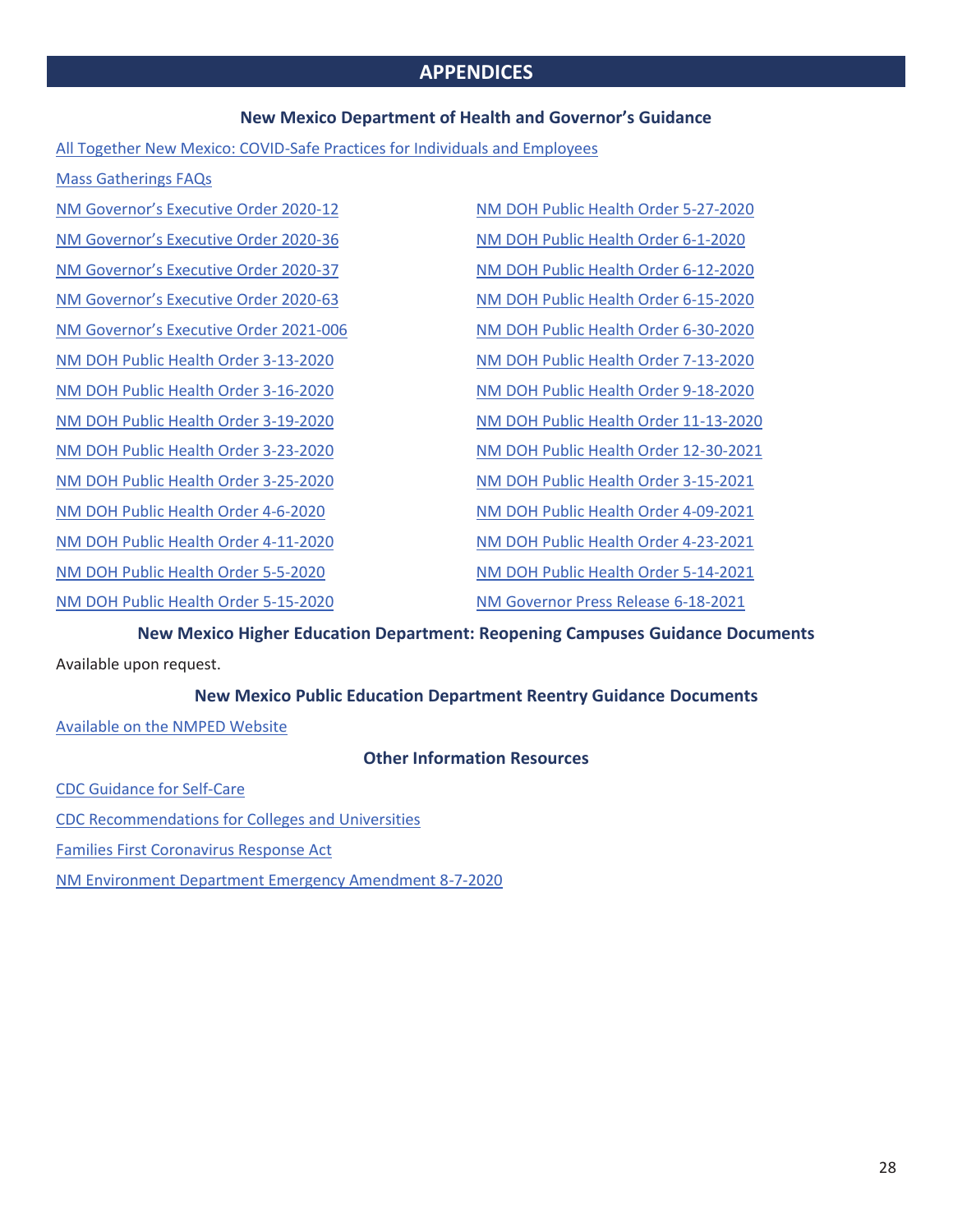# APPENDICES

## New Mexico Department of Health and Governor's Guidance

All Together New Mexico: COVID-Safe Practices for Individuals and Employees

Mass Gatherings FAQs

NM Governor's Executive Order 2020-12

NM Governor's Executive Order 2020-36

NM Governor's Executive Order 2020-37

NM Governor's Executive Order 2020-63

NM Governor's Executive Order 2021-006

NM DOH Public Health Order 3-13-2020

NM DOH Public Health Order 3-16-2020

NM DOH Public Health Order 3-19-2020

NM DOH Public Health Order 3-23-2020

NM DOH Public Health Order 3-25-2020

NM DOH Public Health Order 4-6-2020

NM DOH Public Health Order 4-11-2020

NM DOH Public Health Order 5-5-2020

NM DOH Public Health Order 5-15-2020

NM DOH Public Health Order 5-27-2020

NM DOH Public Health Order 6-1-2020

NM DOH Public Health Order 6-12-2020

NM DOH Public Health Order 6-15-2020

NM DOH Public Health Order 6-30-2020

NM DOH Public Health Order 7-13-2020

NM DOH Public Health Order 9-18-2020

NM DOH Public Health Order 11-13-2020

NM DOH Public Health Order 12-30-2021

NM DOH Public Health Order 3-15-2021

NM DOH Public Health Order 4-09-2021

NM DOH Public Health Order 4-23-2021

NM DOH Public Health Order 5-14-2021

NM Governor Press Release 6-18-2021

## New Mexico Higher Education Department: Reopening Campuses Guidance Documents

Available upon request.

## New Mexico Public Education Department Reentry Guidance Documents

Available on the NMPED Website

## Other Information Resources

CDC Guidance for Self-Care

CDC Recommendations for Colleges and Universities

Families First Coronavirus Response Act

NM Environment Department Emergency Amendment 8-7-2020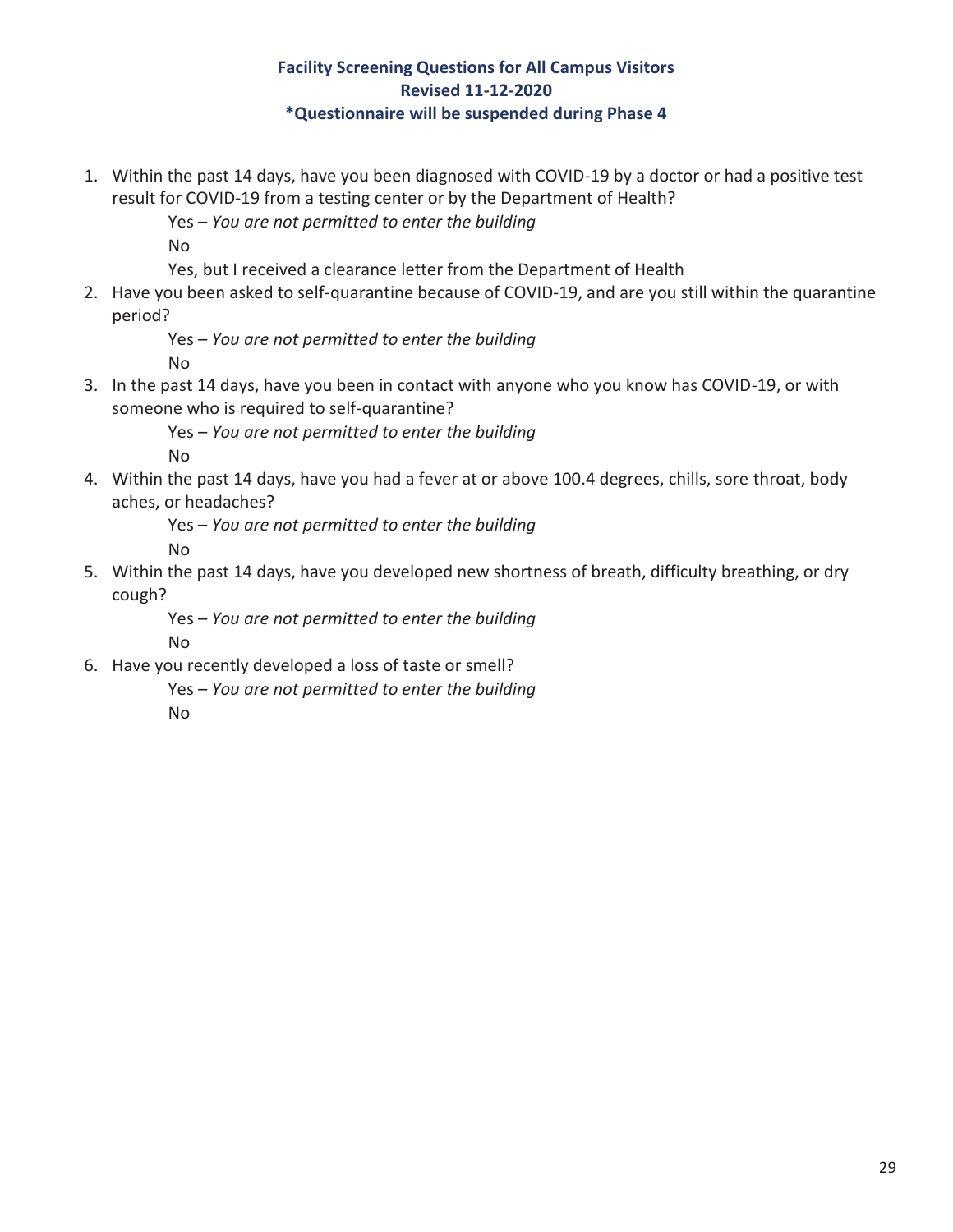**Facility Screening Questions for All Campus Visitors**
**Revised 11-12-2020**
**\*Questionnaire will be suspended during Phase 4**

1. Within the past 14 days, have you been diagnosed with COVID-19 by a doctor or had a positive test result for COVID-19 from a testing center or by the Department of Health?

   Yes – *You are not permitted to enter the building*
   No
   Yes, but I received a clearance letter from the Department of Health

2. Have you been asked to self-quarantine because of COVID-19, and are you still within the quarantine period?

   Yes – *You are not permitted to enter the building*
   No

3. In the past 14 days, have you been in contact with anyone who you know has COVID-19, or with someone who is required to self-quarantine?

   Yes – *You are not permitted to enter the building*
   No

4. Within the past 14 days, have you had a fever at or above 100.4 degrees, chills, sore throat, body aches, or headaches?

   Yes – *You are not permitted to enter the building*
   No

5. Within the past 14 days, have you developed new shortness of breath, difficulty breathing, or dry cough?

   Yes – *You are not permitted to enter the building*
   No

6. Have you recently developed a loss of taste or smell?

   Yes – *You are not permitted to enter the building*
   No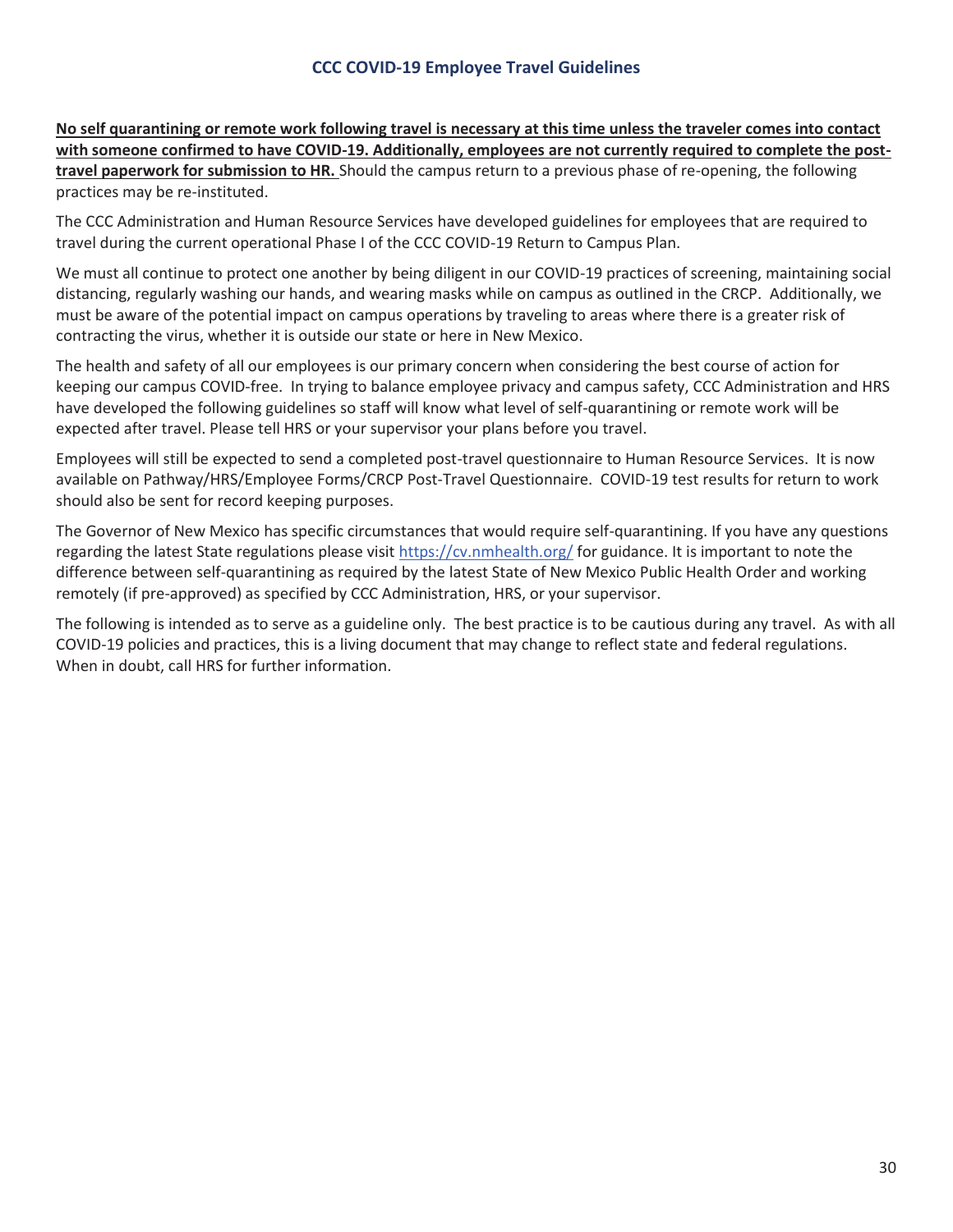## CCC COVID-19 Employee Travel Guidelines

**No self quarantining or remote work following travel is necessary at this time unless the traveler comes into contact with someone confirmed to have COVID-19. Additionally, employees are not currently required to complete the post-travel paperwork for submission to HR.** Should the campus return to a previous phase of re-opening, the following practices may be re-instituted.

The CCC Administration and Human Resource Services have developed guidelines for employees that are required to travel during the current operational Phase I of the CCC COVID-19 Return to Campus Plan.

We must all continue to protect one another by being diligent in our COVID-19 practices of screening, maintaining social distancing, regularly washing our hands, and wearing masks while on campus as outlined in the CRCP. Additionally, we must be aware of the potential impact on campus operations by traveling to areas where there is a greater risk of contracting the virus, whether it is outside our state or here in New Mexico.

The health and safety of all our employees is our primary concern when considering the best course of action for keeping our campus COVID-free. In trying to balance employee privacy and campus safety, CCC Administration and HRS have developed the following guidelines so staff will know what level of self-quarantining or remote work will be expected after travel. Please tell HRS or your supervisor your plans before you travel.

Employees will still be expected to send a completed post-travel questionnaire to Human Resource Services. It is now available on Pathway/HRS/Employee Forms/CRCP Post-Travel Questionnaire. COVID-19 test results for return to work should also be sent for record keeping purposes.

The Governor of New Mexico has specific circumstances that would require self-quarantining. If you have any questions regarding the latest State regulations please visit https://cv.nmhealth.org/ for guidance. It is important to note the difference between self-quarantining as required by the latest State of New Mexico Public Health Order and working remotely (if pre-approved) as specified by CCC Administration, HRS, or your supervisor.

The following is intended as to serve as a guideline only. The best practice is to be cautious during any travel. As with all COVID-19 policies and practices, this is a living document that may change to reflect state and federal regulations. When in doubt, call HRS for further information.